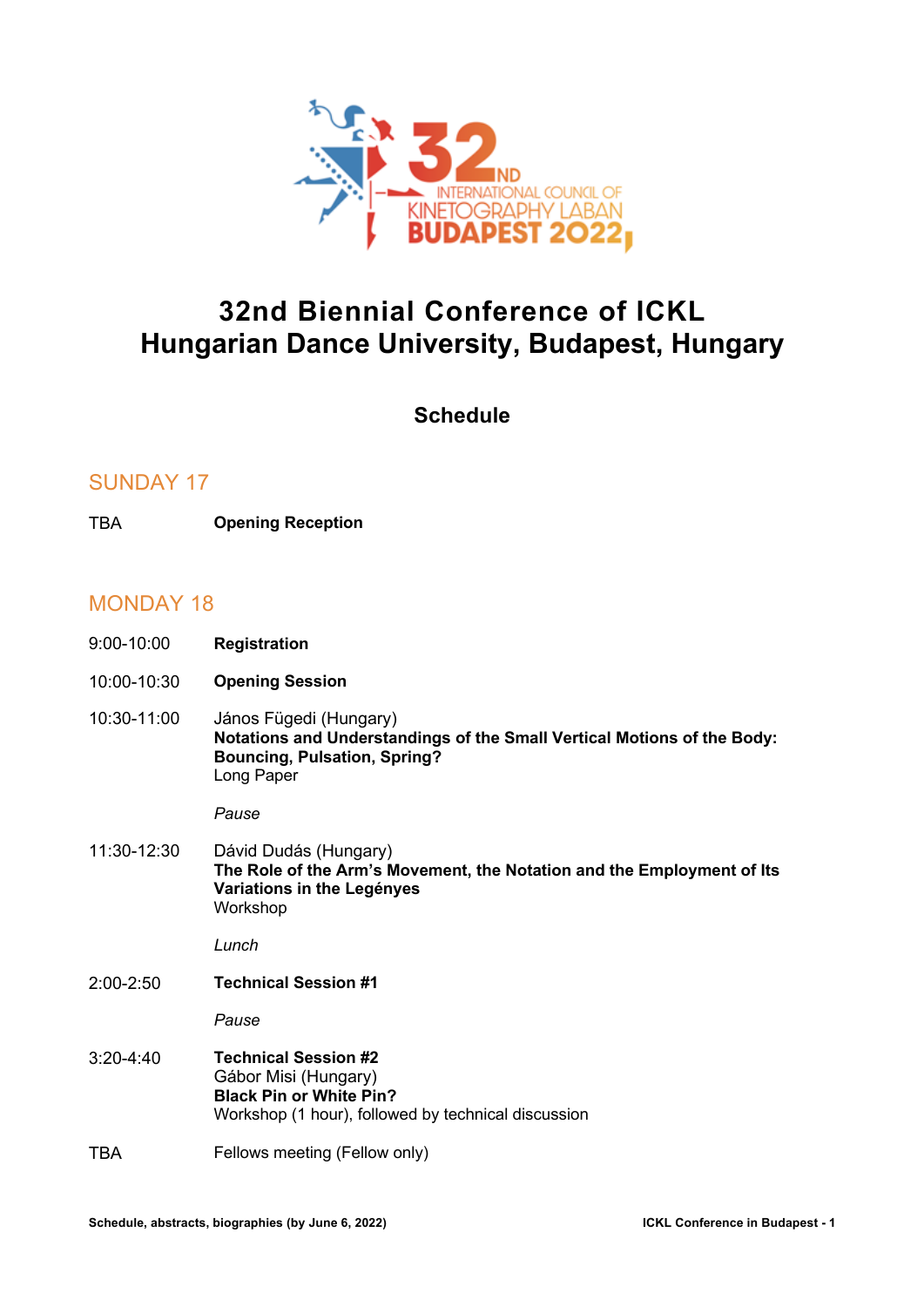# 32nd Biennial Conference of ICKL
# Hungarian Dance University, Budapest, Hungary

## Schedule

### SUNDAY 17

TBA **Opening Reception**

### MONDAY 18

9:00-10:00 **Registration**

10:00-10:30 **Opening Session**

10:30-11:00 János Fügedi (Hungary)
**Notations and Understandings of the Small Vertical Motions of the Body: Bouncing, Pulsation, Spring?**
Long Paper

*Pause*

11:30-12:30 Dávid Dudás (Hungary)
**The Role of the Arm's Movement, the Notation and the Employment of Its Variations in the Legényes**
Workshop

*Lunch*

2:00-2:50 **Technical Session #1**

*Pause*

3:20-4:40 **Technical Session #2**
Gábor Misi (Hungary)
**Black Pin or White Pin?**
Workshop (1 hour), followed by technical discussion

TBA Fellows meeting (Fellow only)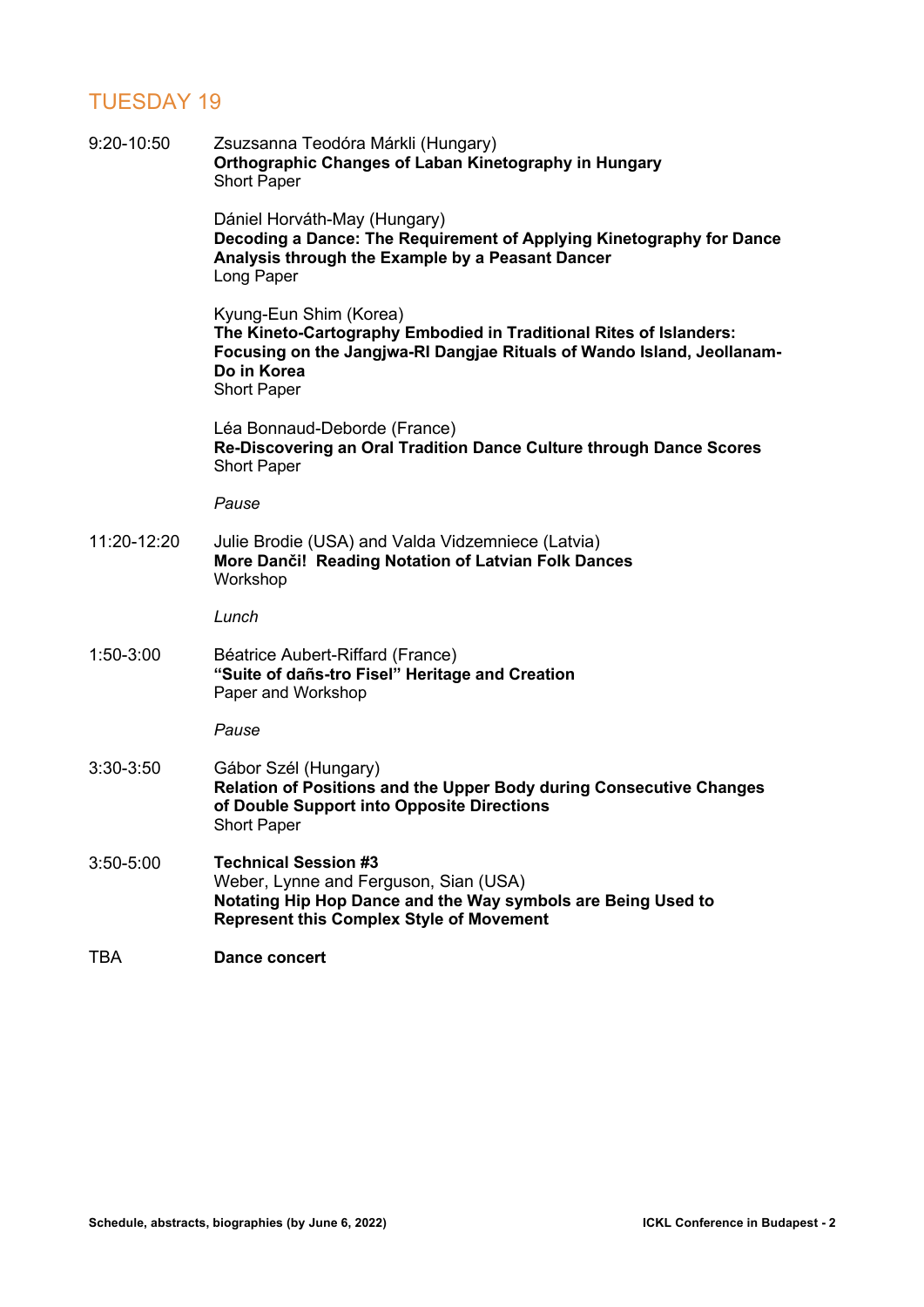## TUESDAY 19

9:20-10:50

Zsuzsanna Teodóra Márkli (Hungary)
**Orthographic Changes of Laban Kinetography in Hungary**
Short Paper

Dániel Horváth-May (Hungary)
**Decoding a Dance: The Requirement of Applying Kinetography for Dance Analysis through the Example by a Peasant Dancer**
Long Paper

Kyung-Eun Shim (Korea)
**The Kineto-Cartography Embodied in Traditional Rites of Islanders: Focusing on the Jangjwa-RI Dangjae Rituals of Wando Island, Jeollanam-Do in Korea**
Short Paper

Léa Bonnaud-Deborde (France)
**Re-Discovering an Oral Tradition Dance Culture through Dance Scores**
Short Paper

*Pause*

11:20-12:20

Julie Brodie (USA) and Valda Vidzemniece (Latvia)
**More Danči! Reading Notation of Latvian Folk Dances**
Workshop

*Lunch*

1:50-3:00

Béatrice Aubert-Riffard (France)
**"Suite of dañs-tro Fisel" Heritage and Creation**
Paper and Workshop

*Pause*

3:30-3:50

Gábor Szél (Hungary)
**Relation of Positions and the Upper Body during Consecutive Changes of Double Support into Opposite Directions**
Short Paper

3:50-5:00

**Technical Session #3**
Weber, Lynne and Ferguson, Sian (USA)
**Notating Hip Hop Dance and the Way symbols are Being Used to Represent this Complex Style of Movement**

TBA

**Dance concert**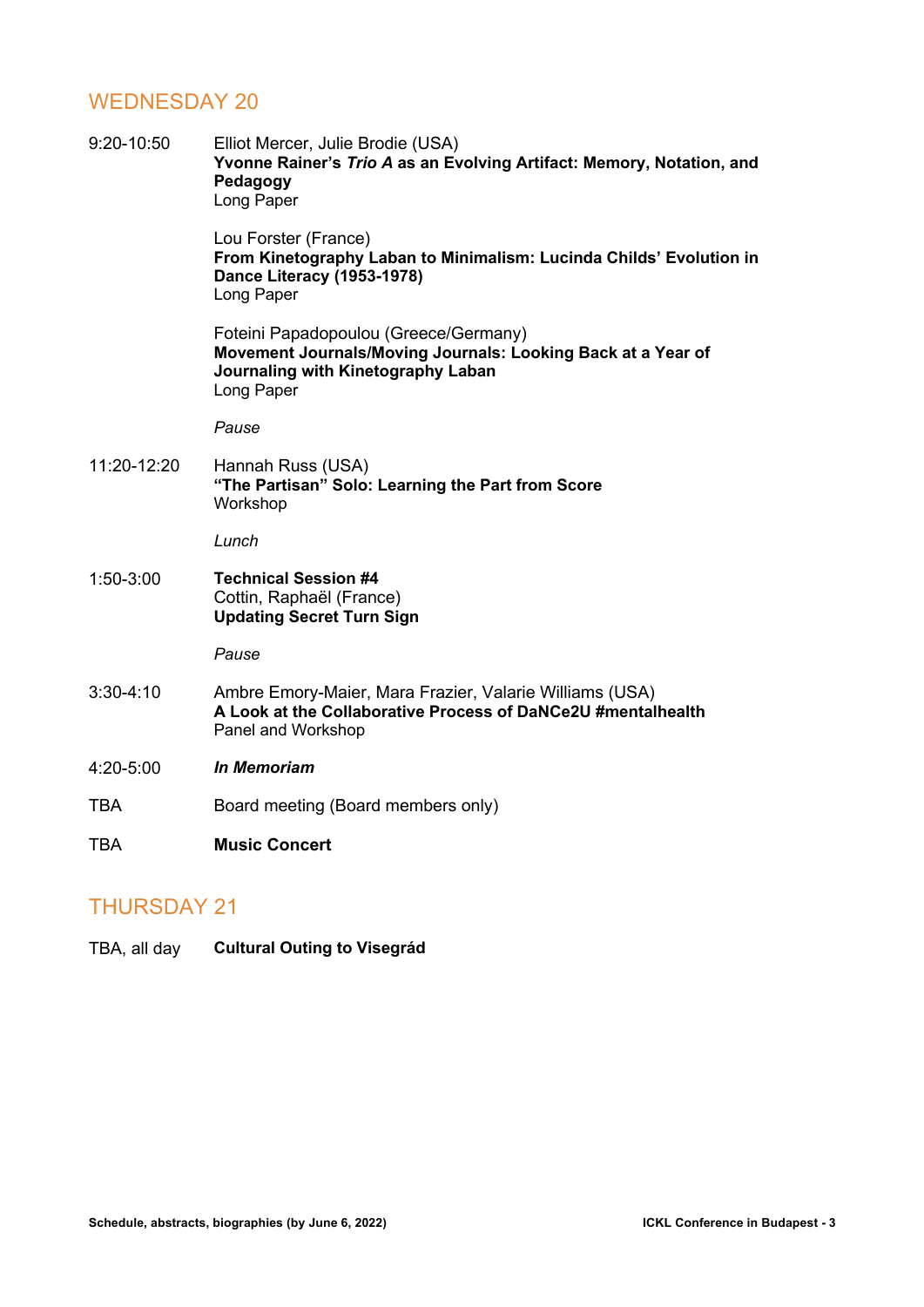## WEDNESDAY 20

9:20-10:50

Elliot Mercer, Julie Brodie (USA)
**Yvonne Rainer's *Trio A* as an Evolving Artifact: Memory, Notation, and Pedagogy**
Long Paper

Lou Forster (France)
**From Kinetography Laban to Minimalism: Lucinda Childs' Evolution in Dance Literacy (1953-1978)**
Long Paper

Foteini Papadopoulou (Greece/Germany)
**Movement Journals/Moving Journals: Looking Back at a Year of Journaling with Kinetography Laban**
Long Paper

*Pause*

11:20-12:20

Hannah Russ (USA)
**"The Partisan" Solo: Learning the Part from Score**
Workshop

*Lunch*

1:50-3:00

**Technical Session #4**
Cottin, Raphaël (France)
**Updating Secret Turn Sign**

*Pause*

3:30-4:10

Ambre Emory-Maier, Mara Frazier, Valarie Williams (USA)
**A Look at the Collaborative Process of DaNCe2U #mentalhealth**
Panel and Workshop

4:20-5:00 ***In Memoriam***

TBA Board meeting (Board members only)

TBA **Music Concert**

## THURSDAY 21

TBA, all day **Cultural Outing to Visegrád**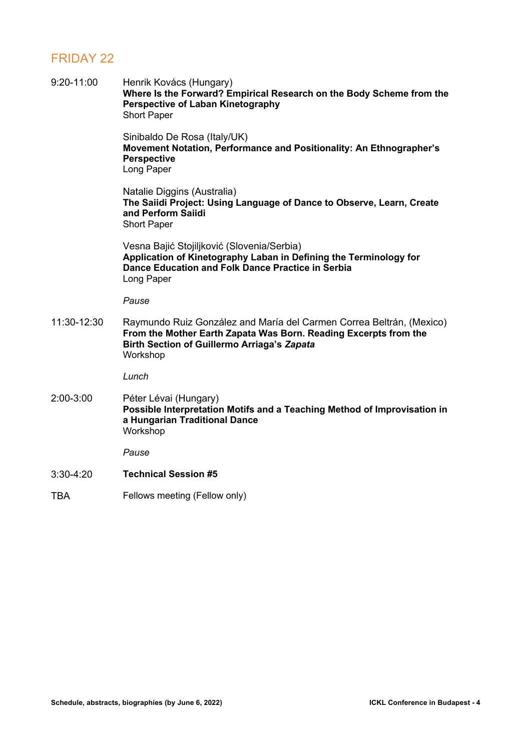## FRIDAY 22

9:20-11:00

Henrik Kovács (Hungary)
**Where Is the Forward? Empirical Research on the Body Scheme from the Perspective of Laban Kinetography**
Short Paper

Sinibaldo De Rosa (Italy/UK)
**Movement Notation, Performance and Positionality: An Ethnographer's Perspective**
Long Paper

Natalie Diggins (Australia)
**The Saiidi Project: Using Language of Dance to Observe, Learn, Create and Perform Saiidi**
Short Paper

Vesna Bajić Stojiljković (Slovenia/Serbia)
**Application of Kinetography Laban in Defining the Terminology for Dance Education and Folk Dance Practice in Serbia**
Long Paper

*Pause*

11:30-12:30

Raymundo Ruiz González and María del Carmen Correa Beltrán, (Mexico)
**From the Mother Earth Zapata Was Born. Reading Excerpts from the Birth Section of Guillermo Arriaga's *Zapata***
Workshop

*Lunch*

2:00-3:00

Péter Lévai (Hungary)
**Possible Interpretation Motifs and a Teaching Method of Improvisation in a Hungarian Traditional Dance**
Workshop

*Pause*

3:30-4:20 **Technical Session #5**

TBA Fellows meeting (Fellow only)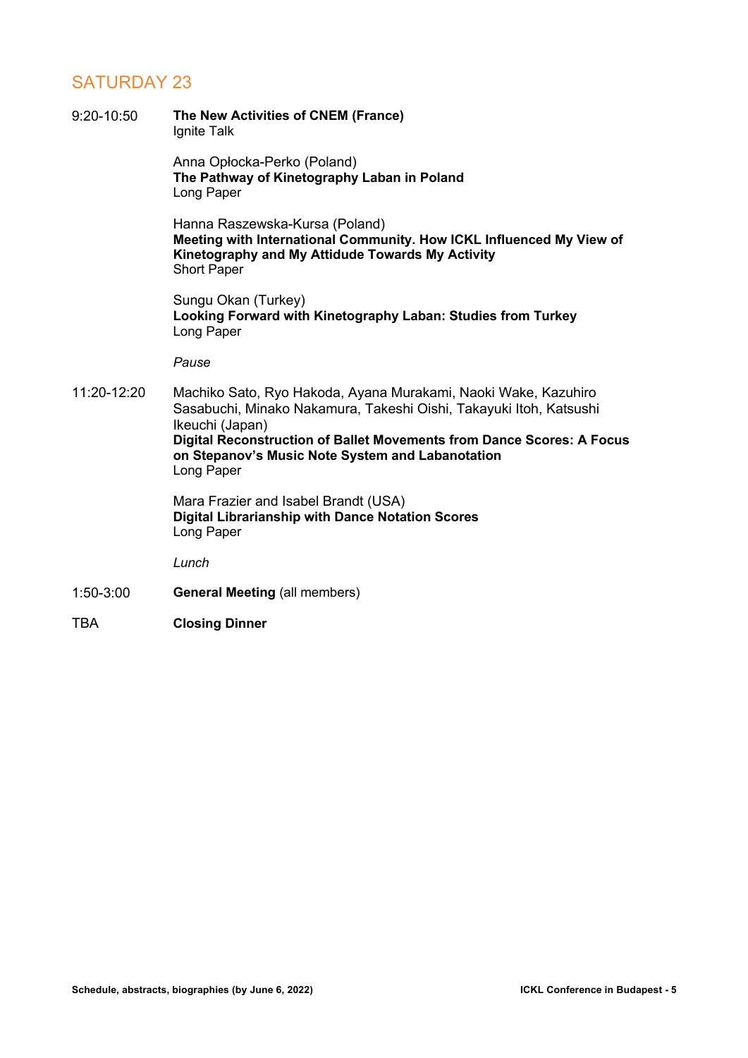## SATURDAY 23

9:20-10:50 **The New Activities of CNEM (France)**
Ignite Talk

Anna Opłocka-Perko (Poland)
**The Pathway of Kinetography Laban in Poland**
Long Paper

Hanna Raszewska-Kursa (Poland)
**Meeting with International Community. How ICKL Influenced My View of Kinetography and My Attidude Towards My Activity**
Short Paper

Sungu Okan (Turkey)
**Looking Forward with Kinetography Laban: Studies from Turkey**
Long Paper

*Pause*

11:20-12:20 Machiko Sato, Ryo Hakoda, Ayana Murakami, Naoki Wake, Kazuhiro Sasabuchi, Minako Nakamura, Takeshi Oishi, Takayuki Itoh, Katsushi Ikeuchi (Japan)
**Digital Reconstruction of Ballet Movements from Dance Scores: A Focus on Stepanov's Music Note System and Labanotation**
Long Paper

Mara Frazier and Isabel Brandt (USA)
**Digital Librarianship with Dance Notation Scores**
Long Paper

*Lunch*

1:50-3:00 **General Meeting** (all members)

TBA **Closing Dinner**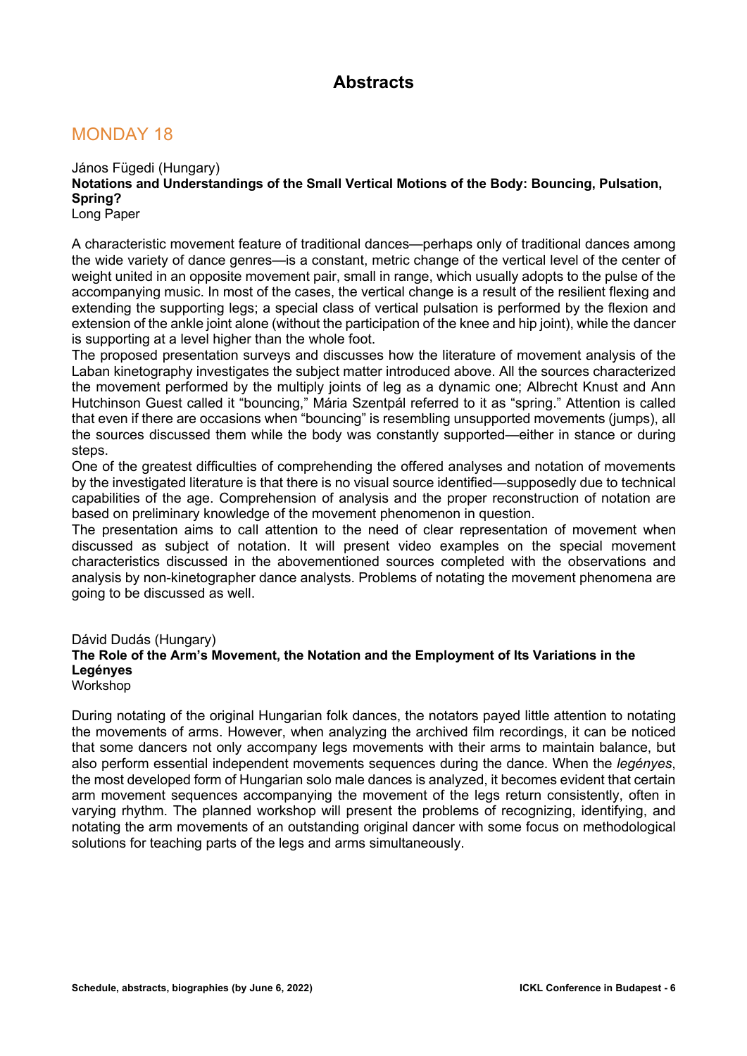# Abstracts

## MONDAY 18

János Fügedi (Hungary)
**Notations and Understandings of the Small Vertical Motions of the Body: Bouncing, Pulsation, Spring?**
Long Paper

A characteristic movement feature of traditional dances—perhaps only of traditional dances among the wide variety of dance genres—is a constant, metric change of the vertical level of the center of weight united in an opposite movement pair, small in range, which usually adopts to the pulse of the accompanying music. In most of the cases, the vertical change is a result of the resilient flexing and extending the supporting legs; a special class of vertical pulsation is performed by the flexion and extension of the ankle joint alone (without the participation of the knee and hip joint), while the dancer is supporting at a level higher than the whole foot.
The proposed presentation surveys and discusses how the literature of movement analysis of the Laban kinetography investigates the subject matter introduced above. All the sources characterized the movement performed by the multiply joints of leg as a dynamic one; Albrecht Knust and Ann Hutchinson Guest called it "bouncing," Mária Szentpál referred to it as "spring." Attention is called that even if there are occasions when "bouncing" is resembling unsupported movements (jumps), all the sources discussed them while the body was constantly supported—either in stance or during steps.
One of the greatest difficulties of comprehending the offered analyses and notation of movements by the investigated literature is that there is no visual source identified—supposedly due to technical capabilities of the age. Comprehension of analysis and the proper reconstruction of notation are based on preliminary knowledge of the movement phenomenon in question.
The presentation aims to call attention to the need of clear representation of movement when discussed as subject of notation. It will present video examples on the special movement characteristics discussed in the abovementioned sources completed with the observations and analysis by non-kinetographer dance analysts. Problems of notating the movement phenomena are going to be discussed as well.

Dávid Dudás (Hungary)
**The Role of the Arm's Movement, the Notation and the Employment of Its Variations in the Legényes**
Workshop

During notating of the original Hungarian folk dances, the notators payed little attention to notating the movements of arms. However, when analyzing the archived film recordings, it can be noticed that some dancers not only accompany legs movements with their arms to maintain balance, but also perform essential independent movements sequences during the dance. When the *legényes*, the most developed form of Hungarian solo male dances is analyzed, it becomes evident that certain arm movement sequences accompanying the movement of the legs return consistently, often in varying rhythm. The planned workshop will present the problems of recognizing, identifying, and notating the arm movements of an outstanding original dancer with some focus on methodological solutions for teaching parts of the legs and arms simultaneously.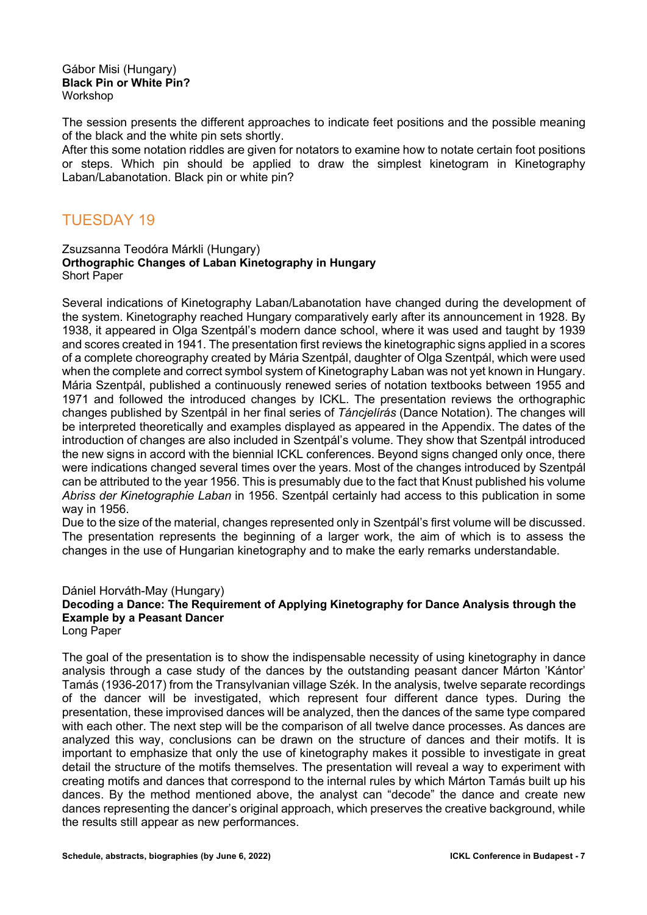Gábor Misi (Hungary)
**Black Pin or White Pin?**
Workshop

The session presents the different approaches to indicate feet positions and the possible meaning of the black and the white pin sets shortly.
After this some notation riddles are given for notators to examine how to notate certain foot positions or steps. Which pin should be applied to draw the simplest kinetogram in Kinetography Laban/Labanotation. Black pin or white pin?

## TUESDAY 19

Zsuzsanna Teodóra Márkli (Hungary)
**Orthographic Changes of Laban Kinetography in Hungary**
Short Paper

Several indications of Kinetography Laban/Labanotation have changed during the development of the system. Kinetography reached Hungary comparatively early after its announcement in 1928. By 1938, it appeared in Olga Szentpál's modern dance school, where it was used and taught by 1939 and scores created in 1941. The presentation first reviews the kinetographic signs applied in a scores of a complete choreography created by Mária Szentpál, daughter of Olga Szentpál, which were used when the complete and correct symbol system of Kinetography Laban was not yet known in Hungary. Mária Szentpál, published a continuously renewed series of notation textbooks between 1955 and 1971 and followed the introduced changes by ICKL. The presentation reviews the orthographic changes published by Szentpál in her final series of *Táncjelírás* (Dance Notation). The changes will be interpreted theoretically and examples displayed as appeared in the Appendix. The dates of the introduction of changes are also included in Szentpál's volume. They show that Szentpál introduced the new signs in accord with the biennial ICKL conferences. Beyond signs changed only once, there were indications changed several times over the years. Most of the changes introduced by Szentpál can be attributed to the year 1956. This is presumably due to the fact that Knust published his volume *Abriss der Kinetographie Laban* in 1956. Szentpál certainly had access to this publication in some way in 1956.
Due to the size of the material, changes represented only in Szentpál's first volume will be discussed. The presentation represents the beginning of a larger work, the aim of which is to assess the changes in the use of Hungarian kinetography and to make the early remarks understandable.

Dániel Horváth-May (Hungary)
**Decoding a Dance: The Requirement of Applying Kinetography for Dance Analysis through the Example by a Peasant Dancer**
Long Paper

The goal of the presentation is to show the indispensable necessity of using kinetography in dance analysis through a case study of the dances by the outstanding peasant dancer Márton 'Kántor' Tamás (1936-2017) from the Transylvanian village Szék. In the analysis, twelve separate recordings of the dancer will be investigated, which represent four different dance types. During the presentation, these improvised dances will be analyzed, then the dances of the same type compared with each other. The next step will be the comparison of all twelve dance processes. As dances are analyzed this way, conclusions can be drawn on the structure of dances and their motifs. It is important to emphasize that only the use of kinetography makes it possible to investigate in great detail the structure of the motifs themselves. The presentation will reveal a way to experiment with creating motifs and dances that correspond to the internal rules by which Márton Tamás built up his dances. By the method mentioned above, the analyst can "decode" the dance and create new dances representing the dancer's original approach, which preserves the creative background, while the results still appear as new performances.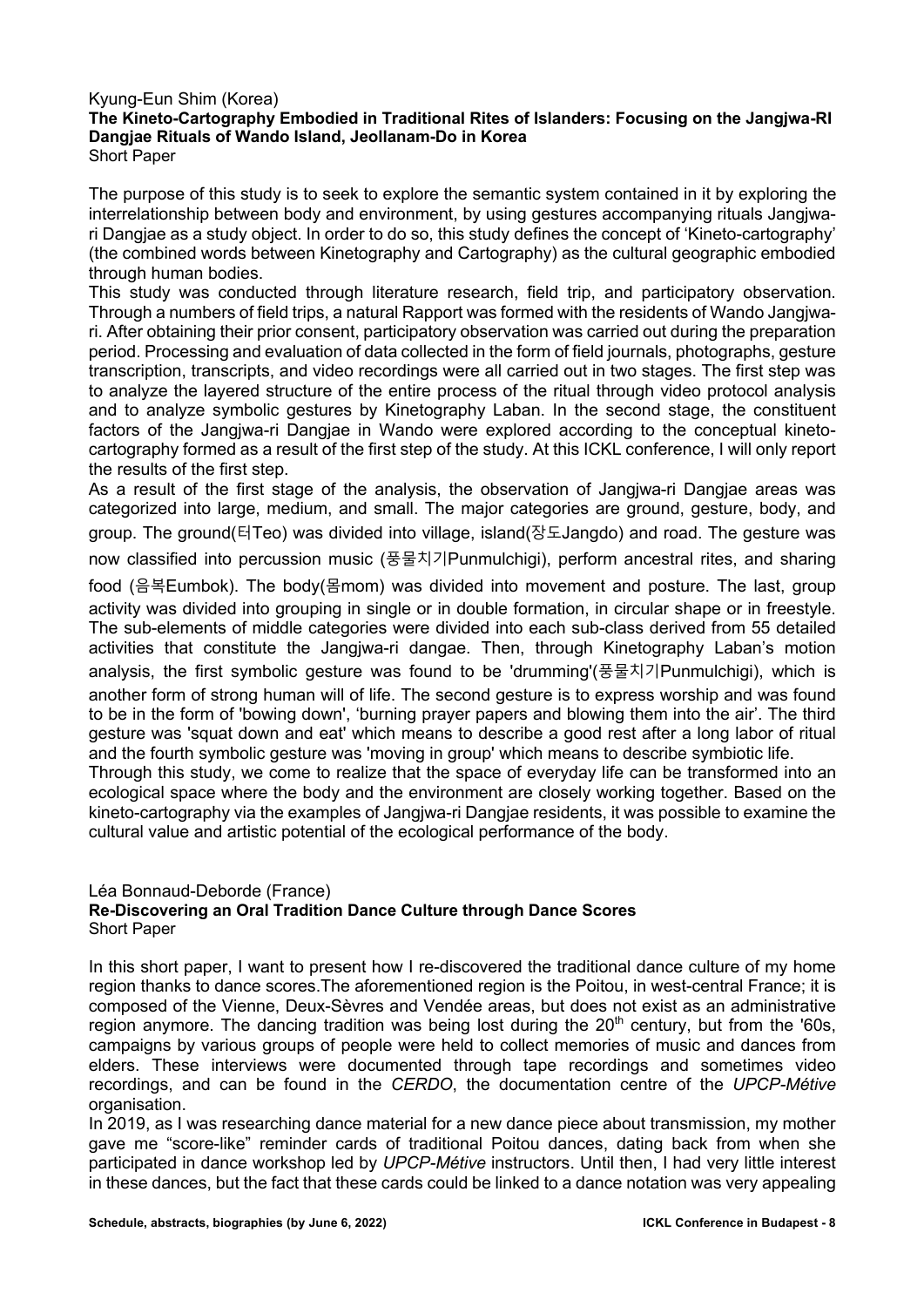Kyung-Eun Shim (Korea)

**The Kineto-Cartography Embodied in Traditional Rites of Islanders: Focusing on the Jangjwa-RI Dangjae Rituals of Wando Island, Jeollanam-Do in Korea**

Short Paper

The purpose of this study is to seek to explore the semantic system contained in it by exploring the interrelationship between body and environment, by using gestures accompanying rituals Jangjwa-ri Dangjae as a study object. In order to do so, this study defines the concept of 'Kineto-cartography' (the combined words between Kinetography and Cartography) as the cultural geographic embodied through human bodies.

This study was conducted through literature research, field trip, and participatory observation. Through a numbers of field trips, a natural Rapport was formed with the residents of Wando Jangjwa-ri. After obtaining their prior consent, participatory observation was carried out during the preparation period. Processing and evaluation of data collected in the form of field journals, photographs, gesture transcription, transcripts, and video recordings were all carried out in two stages. The first step was to analyze the layered structure of the entire process of the ritual through video protocol analysis and to analyze symbolic gestures by Kinetography Laban. In the second stage, the constituent factors of the Jangjwa-ri Dangjae in Wando were explored according to the conceptual kineto-cartography formed as a result of the first step of the study. At this ICKL conference, I will only report the results of the first step.

As a result of the first stage of the analysis, the observation of Jangjwa-ri Dangjae areas was categorized into large, medium, and small. The major categories are ground, gesture, body, and group. The ground(터Teo) was divided into village, island(장도Jangdo) and road. The gesture was now classified into percussion music (풍물치기Punmulchigi), perform ancestral rites, and sharing food (음복Eumbok). The body(몸mom) was divided into movement and posture. The last, group activity was divided into grouping in single or in double formation, in circular shape or in freestyle. The sub-elements of middle categories were divided into each sub-class derived from 55 detailed activities that constitute the Jangjwa-ri dangae. Then, through Kinetography Laban's motion analysis, the first symbolic gesture was found to be 'drumming'(풍물치기Punmulchigi), which is another form of strong human will of life. The second gesture is to express worship and was found to be in the form of 'bowing down', 'burning prayer papers and blowing them into the air'. The third gesture was 'squat down and eat' which means to describe a good rest after a long labor of ritual and the fourth symbolic gesture was 'moving in group' which means to describe symbiotic life.

Through this study, we come to realize that the space of everyday life can be transformed into an ecological space where the body and the environment are closely working together. Based on the kineto-cartography via the examples of Jangjwa-ri Dangjae residents, it was possible to examine the cultural value and artistic potential of the ecological performance of the body.

Léa Bonnaud-Deborde (France)

**Re-Discovering an Oral Tradition Dance Culture through Dance Scores**

Short Paper

In this short paper, I want to present how I re-discovered the traditional dance culture of my home region thanks to dance scores.The aforementioned region is the Poitou, in west-central France; it is composed of the Vienne, Deux-Sèvres and Vendée areas, but does not exist as an administrative region anymore. The dancing tradition was being lost during the 20th century, but from the '60s, campaigns by various groups of people were held to collect memories of music and dances from elders. These interviews were documented through tape recordings and sometimes video recordings, and can be found in the *CERDO*, the documentation centre of the *UPCP-Métive* organisation.

In 2019, as I was researching dance material for a new dance piece about transmission, my mother gave me "score-like" reminder cards of traditional Poitou dances, dating back from when she participated in dance workshop led by *UPCP-Métive* instructors. Until then, I had very little interest in these dances, but the fact that these cards could be linked to a dance notation was very appealing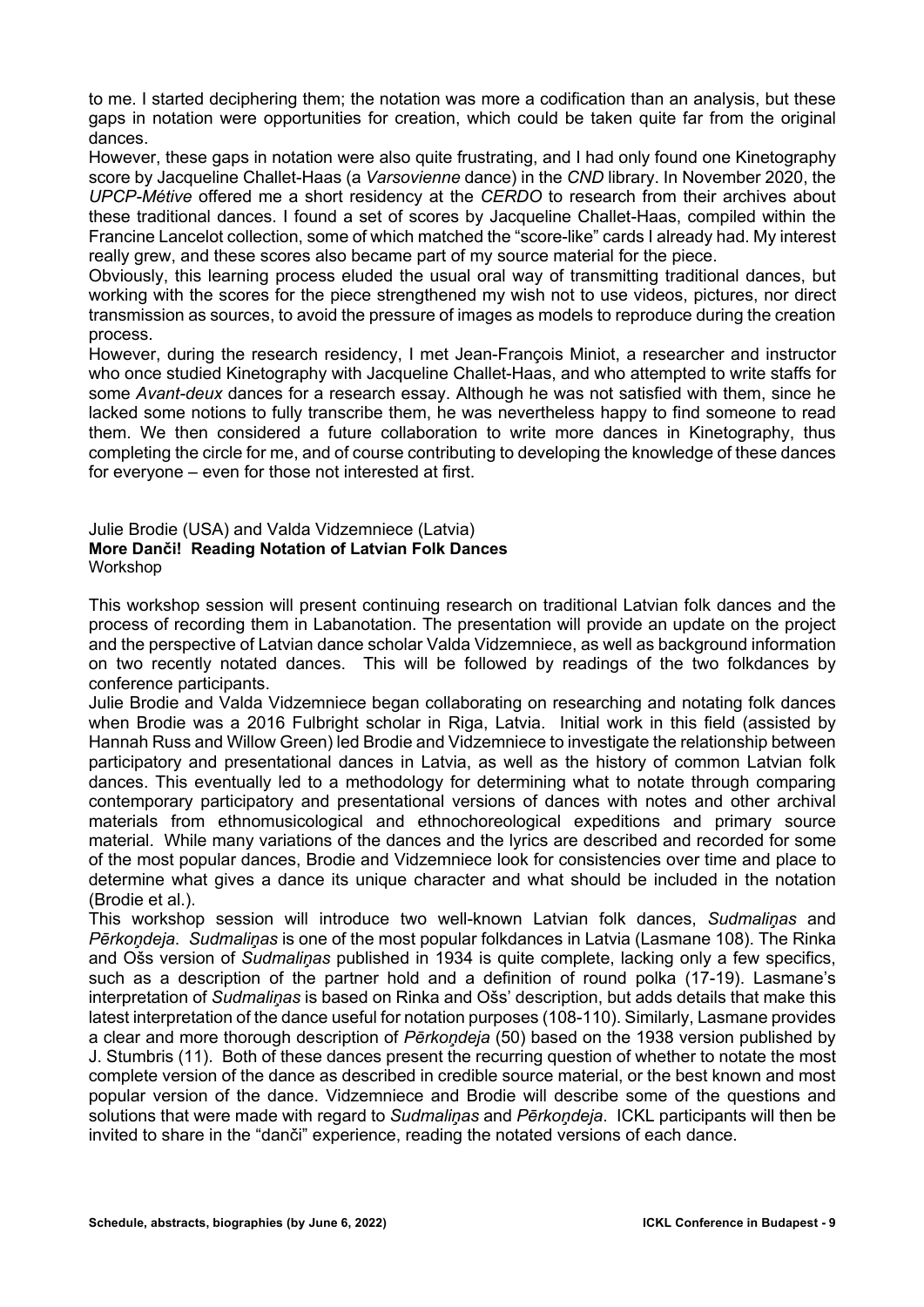to me. I started deciphering them; the notation was more a codification than an analysis, but these gaps in notation were opportunities for creation, which could be taken quite far from the original dances.

However, these gaps in notation were also quite frustrating, and I had only found one Kinetography score by Jacqueline Challet-Haas (a *Varsovienne* dance) in the *CND* library. In November 2020, the *UPCP-Métive* offered me a short residency at the *CERDO* to research from their archives about these traditional dances. I found a set of scores by Jacqueline Challet-Haas, compiled within the Francine Lancelot collection, some of which matched the "score-like" cards I already had. My interest really grew, and these scores also became part of my source material for the piece.

Obviously, this learning process eluded the usual oral way of transmitting traditional dances, but working with the scores for the piece strengthened my wish not to use videos, pictures, nor direct transmission as sources, to avoid the pressure of images as models to reproduce during the creation process.

However, during the research residency, I met Jean-François Miniot, a researcher and instructor who once studied Kinetography with Jacqueline Challet-Haas, and who attempted to write staffs for some *Avant-deux* dances for a research essay. Although he was not satisfied with them, since he lacked some notions to fully transcribe them, he was nevertheless happy to find someone to read them. We then considered a future collaboration to write more dances in Kinetography, thus completing the circle for me, and of course contributing to developing the knowledge of these dances for everyone – even for those not interested at first.

Julie Brodie (USA) and Valda Vidzemniece (Latvia)
**More Danči! Reading Notation of Latvian Folk Dances**
Workshop

This workshop session will present continuing research on traditional Latvian folk dances and the process of recording them in Labanotation. The presentation will provide an update on the project and the perspective of Latvian dance scholar Valda Vidzemniece, as well as background information on two recently notated dances. This will be followed by readings of the two folkdances by conference participants.

Julie Brodie and Valda Vidzemniece began collaborating on researching and notating folk dances when Brodie was a 2016 Fulbright scholar in Riga, Latvia. Initial work in this field (assisted by Hannah Russ and Willow Green) led Brodie and Vidzemniece to investigate the relationship between participatory and presentational dances in Latvia, as well as the history of common Latvian folk dances. This eventually led to a methodology for determining what to notate through comparing contemporary participatory and presentational versions of dances with notes and other archival materials from ethnomusicological and ethnochoreological expeditions and primary source material. While many variations of the dances and the lyrics are described and recorded for some of the most popular dances, Brodie and Vidzemniece look for consistencies over time and place to determine what gives a dance its unique character and what should be included in the notation (Brodie et al.).

This workshop session will introduce two well-known Latvian folk dances, *Sudmaliņas* and *Pērkoņdeja*. *Sudmaliņas* is one of the most popular folkdances in Latvia (Lasmane 108). The Rinka and Ošs version of *Sudmaliņas* published in 1934 is quite complete, lacking only a few specifics, such as a description of the partner hold and a definition of round polka (17-19). Lasmane's interpretation of *Sudmaliņas* is based on Rinka and Ošs' description, but adds details that make this latest interpretation of the dance useful for notation purposes (108-110). Similarly, Lasmane provides a clear and more thorough description of *Pērkoņdeja* (50) based on the 1938 version published by J. Stumbris (11). Both of these dances present the recurring question of whether to notate the most complete version of the dance as described in credible source material, or the best known and most popular version of the dance. Vidzemniece and Brodie will describe some of the questions and solutions that were made with regard to *Sudmaliņas* and *Pērkoņdeja*. ICKL participants will then be invited to share in the "danči" experience, reading the notated versions of each dance.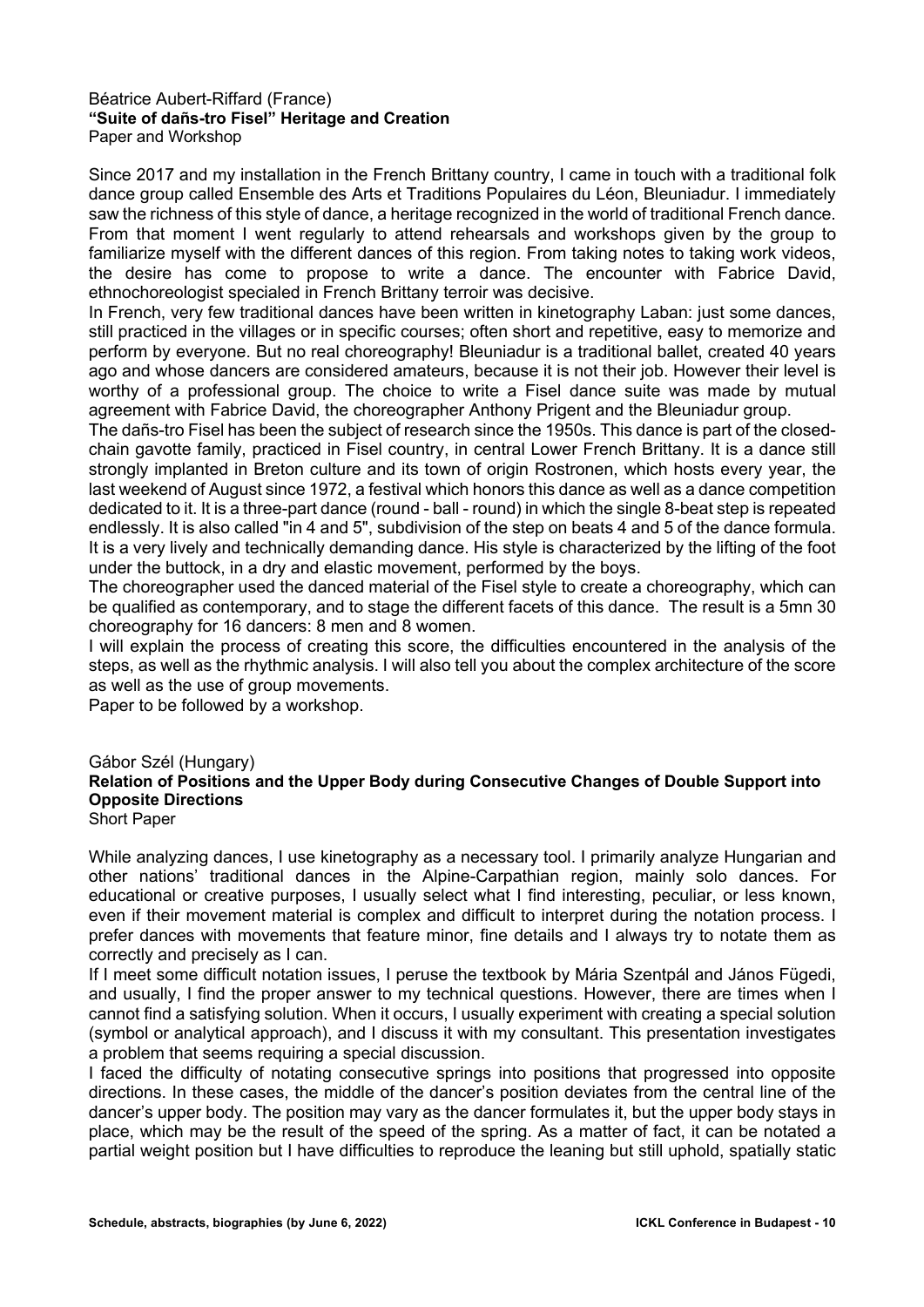Béatrice Aubert-Riffard (France)

**"Suite of dañs-tro Fisel" Heritage and Creation**

Paper and Workshop

Since 2017 and my installation in the French Brittany country, I came in touch with a traditional folk dance group called Ensemble des Arts et Traditions Populaires du Léon, Bleuniadur. I immediately saw the richness of this style of dance, a heritage recognized in the world of traditional French dance. From that moment I went regularly to attend rehearsals and workshops given by the group to familiarize myself with the different dances of this region. From taking notes to taking work videos, the desire has come to propose to write a dance. The encounter with Fabrice David, ethnochoreologist specialed in French Brittany terroir was decisive.

In French, very few traditional dances have been written in kinetography Laban: just some dances, still practiced in the villages or in specific courses; often short and repetitive, easy to memorize and perform by everyone. But no real choreography! Bleuniadur is a traditional ballet, created 40 years ago and whose dancers are considered amateurs, because it is not their job. However their level is worthy of a professional group. The choice to write a Fisel dance suite was made by mutual agreement with Fabrice David, the choreographer Anthony Prigent and the Bleuniadur group.

The dañs-tro Fisel has been the subject of research since the 1950s. This dance is part of the closed-chain gavotte family, practiced in Fisel country, in central Lower French Brittany. It is a dance still strongly implanted in Breton culture and its town of origin Rostronen, which hosts every year, the last weekend of August since 1972, a festival which honors this dance as well as a dance competition dedicated to it. It is a three-part dance (round - ball - round) in which the single 8-beat step is repeated endlessly. It is also called "in 4 and 5", subdivision of the step on beats 4 and 5 of the dance formula. It is a very lively and technically demanding dance. His style is characterized by the lifting of the foot under the buttock, in a dry and elastic movement, performed by the boys.

The choreographer used the danced material of the Fisel style to create a choreography, which can be qualified as contemporary, and to stage the different facets of this dance. The result is a 5mn 30 choreography for 16 dancers: 8 men and 8 women.

I will explain the process of creating this score, the difficulties encountered in the analysis of the steps, as well as the rhythmic analysis. I will also tell you about the complex architecture of the score as well as the use of group movements.

Paper to be followed by a workshop.

Gábor Szél (Hungary)

**Relation of Positions and the Upper Body during Consecutive Changes of Double Support into Opposite Directions**

Short Paper

While analyzing dances, I use kinetography as a necessary tool. I primarily analyze Hungarian and other nations' traditional dances in the Alpine-Carpathian region, mainly solo dances. For educational or creative purposes, I usually select what I find interesting, peculiar, or less known, even if their movement material is complex and difficult to interpret during the notation process. I prefer dances with movements that feature minor, fine details and I always try to notate them as correctly and precisely as I can.

If I meet some difficult notation issues, I peruse the textbook by Mária Szentpál and János Fügedi, and usually, I find the proper answer to my technical questions. However, there are times when I cannot find a satisfying solution. When it occurs, I usually experiment with creating a special solution (symbol or analytical approach), and I discuss it with my consultant. This presentation investigates a problem that seems requiring a special discussion.

I faced the difficulty of notating consecutive springs into positions that progressed into opposite directions. In these cases, the middle of the dancer's position deviates from the central line of the dancer's upper body. The position may vary as the dancer formulates it, but the upper body stays in place, which may be the result of the speed of the spring. As a matter of fact, it can be notated a partial weight position but I have difficulties to reproduce the leaning but still uphold, spatially static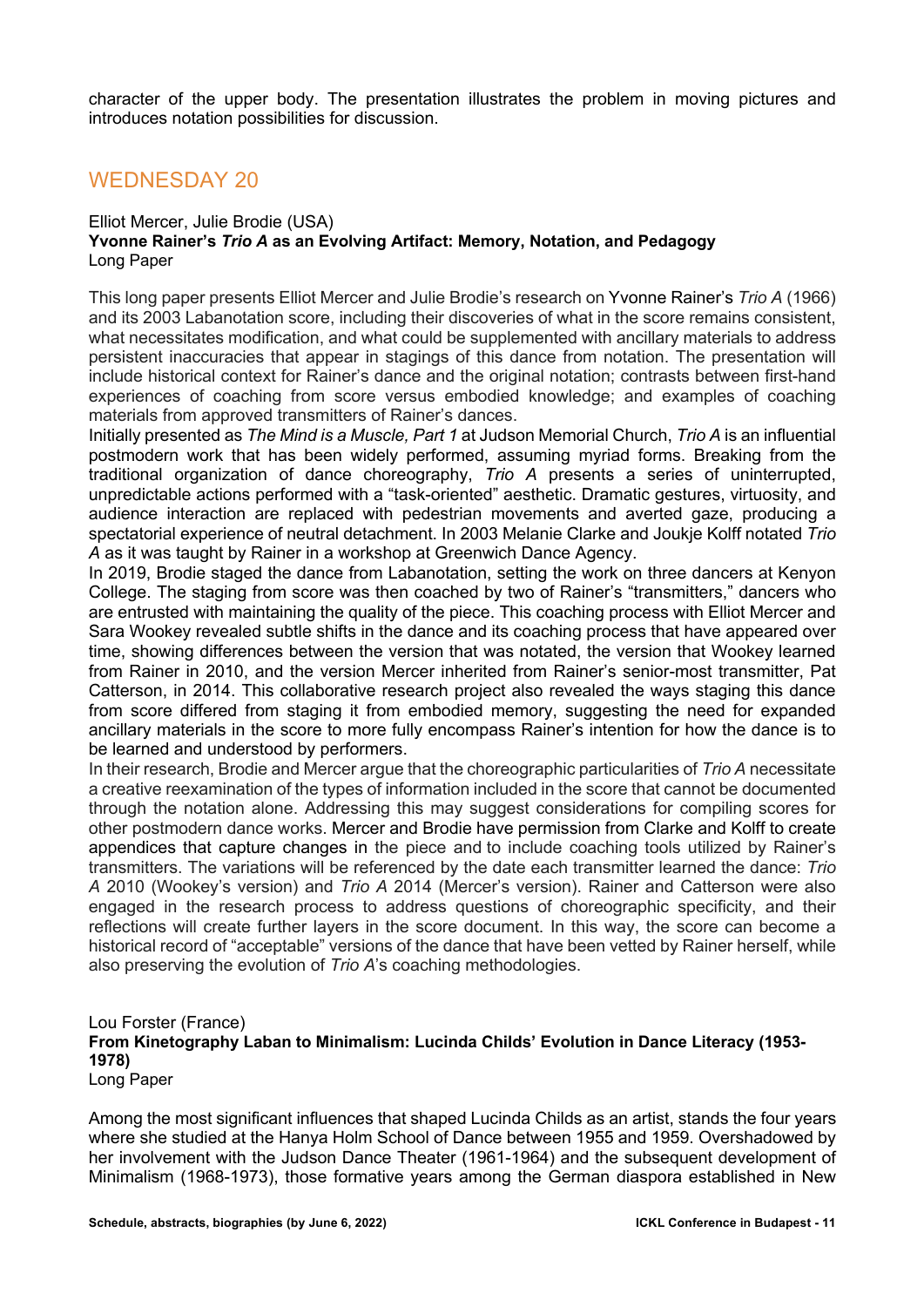character of the upper body. The presentation illustrates the problem in moving pictures and introduces notation possibilities for discussion.

## WEDNESDAY 20

Elliot Mercer, Julie Brodie (USA)
**Yvonne Rainer's *Trio A* as an Evolving Artifact: Memory, Notation, and Pedagogy**
Long Paper

This long paper presents Elliot Mercer and Julie Brodie's research on Yvonne Rainer's *Trio A* (1966) and its 2003 Labanotation score, including their discoveries of what in the score remains consistent, what necessitates modification, and what could be supplemented with ancillary materials to address persistent inaccuracies that appear in stagings of this dance from notation. The presentation will include historical context for Rainer's dance and the original notation; contrasts between first-hand experiences of coaching from score versus embodied knowledge; and examples of coaching materials from approved transmitters of Rainer's dances.

Initially presented as *The Mind is a Muscle, Part 1* at Judson Memorial Church, *Trio A* is an influential postmodern work that has been widely performed, assuming myriad forms. Breaking from the traditional organization of dance choreography, *Trio A* presents a series of uninterrupted, unpredictable actions performed with a "task-oriented" aesthetic. Dramatic gestures, virtuosity, and audience interaction are replaced with pedestrian movements and averted gaze, producing a spectatorial experience of neutral detachment. In 2003 Melanie Clarke and Joukje Kolff notated *Trio A* as it was taught by Rainer in a workshop at Greenwich Dance Agency.

In 2019, Brodie staged the dance from Labanotation, setting the work on three dancers at Kenyon College. The staging from score was then coached by two of Rainer's "transmitters," dancers who are entrusted with maintaining the quality of the piece. This coaching process with Elliot Mercer and Sara Wookey revealed subtle shifts in the dance and its coaching process that have appeared over time, showing differences between the version that was notated, the version that Wookey learned from Rainer in 2010, and the version Mercer inherited from Rainer's senior-most transmitter, Pat Catterson, in 2014. This collaborative research project also revealed the ways staging this dance from score differed from staging it from embodied memory, suggesting the need for expanded ancillary materials in the score to more fully encompass Rainer's intention for how the dance is to be learned and understood by performers.

In their research, Brodie and Mercer argue that the choreographic particularities of *Trio A* necessitate a creative reexamination of the types of information included in the score that cannot be documented through the notation alone. Addressing this may suggest considerations for compiling scores for other postmodern dance works. Mercer and Brodie have permission from Clarke and Kolff to create appendices that capture changes in the piece and to include coaching tools utilized by Rainer's transmitters. The variations will be referenced by the date each transmitter learned the dance: *Trio A* 2010 (Wookey's version) and *Trio A* 2014 (Mercer's version). Rainer and Catterson were also engaged in the research process to address questions of choreographic specificity, and their reflections will create further layers in the score document. In this way, the score can become a historical record of "acceptable" versions of the dance that have been vetted by Rainer herself, while also preserving the evolution of *Trio A*'s coaching methodologies.

Lou Forster (France)
**From Kinetography Laban to Minimalism: Lucinda Childs' Evolution in Dance Literacy (1953-1978)**
Long Paper

Among the most significant influences that shaped Lucinda Childs as an artist, stands the four years where she studied at the Hanya Holm School of Dance between 1955 and 1959. Overshadowed by her involvement with the Judson Dance Theater (1961-1964) and the subsequent development of Minimalism (1968-1973), those formative years among the German diaspora established in New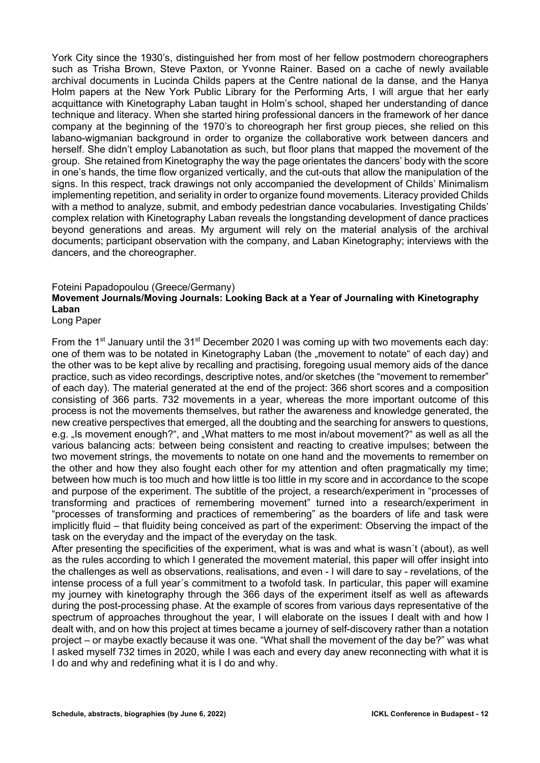York City since the 1930's, distinguished her from most of her fellow postmodern choreographers such as Trisha Brown, Steve Paxton, or Yvonne Rainer. Based on a cache of newly available archival documents in Lucinda Childs papers at the Centre national de la danse, and the Hanya Holm papers at the New York Public Library for the Performing Arts, I will argue that her early acquittance with Kinetography Laban taught in Holm's school, shaped her understanding of dance technique and literacy. When she started hiring professional dancers in the framework of her dance company at the beginning of the 1970's to choreograph her first group pieces, she relied on this labano-wigmanian background in order to organize the collaborative work between dancers and herself. She didn't employ Labanotation as such, but floor plans that mapped the movement of the group. She retained from Kinetography the way the page orientates the dancers' body with the score in one's hands, the time flow organized vertically, and the cut-outs that allow the manipulation of the signs. In this respect, track drawings not only accompanied the development of Childs' Minimalism implementing repetition, and seriality in order to organize found movements. Literacy provided Childs with a method to analyze, submit, and embody pedestrian dance vocabularies. Investigating Childs' complex relation with Kinetography Laban reveals the longstanding development of dance practices beyond generations and areas. My argument will rely on the material analysis of the archival documents; participant observation with the company, and Laban Kinetography; interviews with the dancers, and the choreographer.

Foteini Papadopoulou (Greece/Germany)

**Movement Journals/Moving Journals: Looking Back at a Year of Journaling with Kinetography Laban**

Long Paper

From the 1st January until the 31st December 2020 I was coming up with two movements each day: one of them was to be notated in Kinetography Laban (the „movement to notate" of each day) and the other was to be kept alive by recalling and practising, foregoing usual memory aids of the dance practice, such as video recordings, descriptive notes, and/or sketches (the "movement to remember" of each day). The material generated at the end of the project: 366 short scores and a composition consisting of 366 parts. 732 movements in a year, whereas the more important outcome of this process is not the movements themselves, but rather the awareness and knowledge generated, the new creative perspectives that emerged, all the doubting and the searching for answers to questions, e.g. „Is movement enough?", and „What matters to me most in/about movement?" as well as all the various balancing acts: between being consistent and reacting to creative impulses; between the two movement strings, the movements to notate on one hand and the movements to remember on the other and how they also fought each other for my attention and often pragmatically my time; between how much is too much and how little is too little in my score and in accordance to the scope and purpose of the experiment. The subtitle of the project, a research/experiment in "processes of transforming and practices of remembering movement" turned into a research/experiment in "processes of transforming and practices of remembering" as the boarders of life and task were implicitly fluid – that fluidity being conceived as part of the experiment: Observing the impact of the task on the everyday and the impact of the everyday on the task.

After presenting the specificities of the experiment, what is was and what is wasn´t (about), as well as the rules according to which I generated the movement material, this paper will offer insight into the challenges as well as observations, realisations, and even - I will dare to say - revelations, of the intense process of a full year´s commitment to a twofold task. In particular, this paper will examine my journey with kinetography through the 366 days of the experiment itself as well as aftewards during the post-processing phase. At the example of scores from various days representative of the spectrum of approaches throughout the year, I will elaborate on the issues I dealt with and how I dealt with, and on how this project at times became a journey of self-discovery rather than a notation project – or maybe exactly because it was one. "What shall the movement of the day be?" was what I asked myself 732 times in 2020, while I was each and every day anew reconnecting with what it is I do and why and redefining what it is I do and why.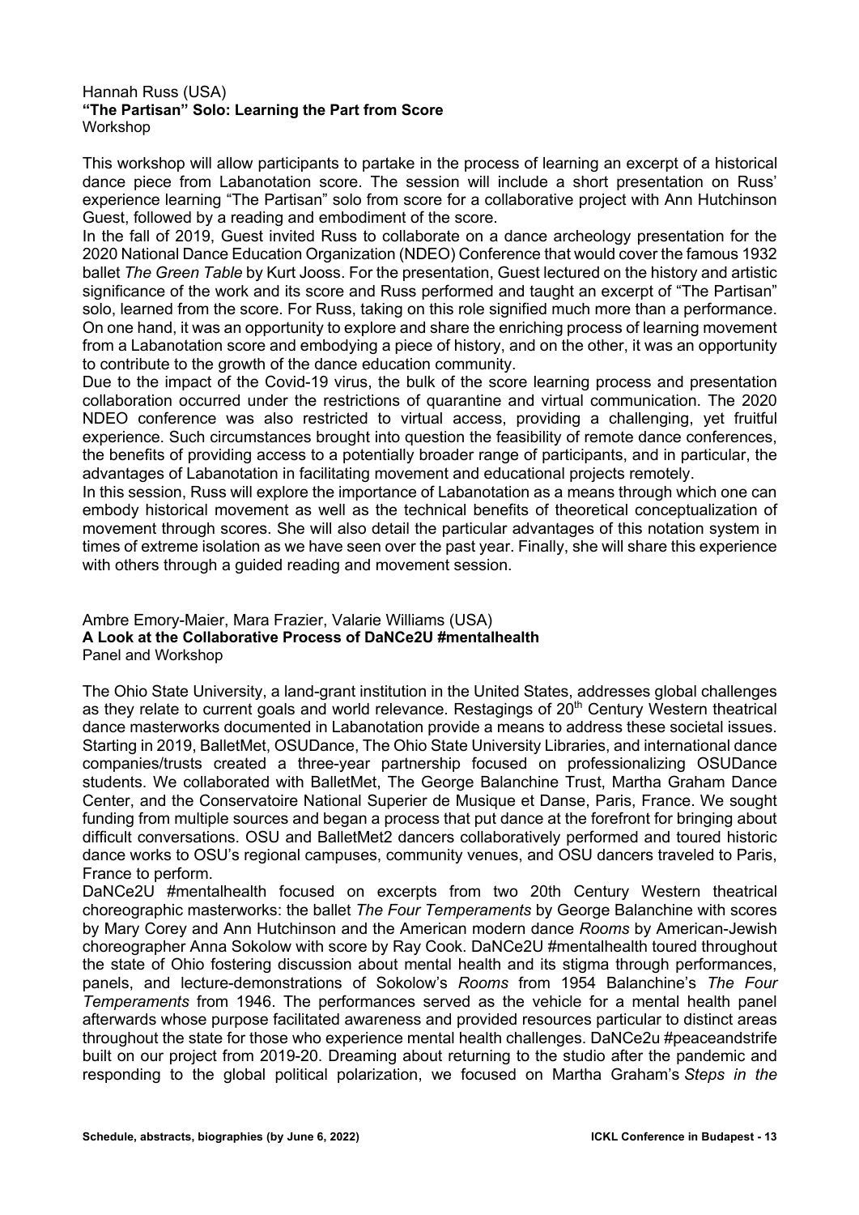Hannah Russ (USA)
**"The Partisan" Solo: Learning the Part from Score**
Workshop

This workshop will allow participants to partake in the process of learning an excerpt of a historical dance piece from Labanotation score. The session will include a short presentation on Russ' experience learning "The Partisan" solo from score for a collaborative project with Ann Hutchinson Guest, followed by a reading and embodiment of the score.

In the fall of 2019, Guest invited Russ to collaborate on a dance archeology presentation for the 2020 National Dance Education Organization (NDEO) Conference that would cover the famous 1932 ballet *The Green Table* by Kurt Jooss. For the presentation, Guest lectured on the history and artistic significance of the work and its score and Russ performed and taught an excerpt of "The Partisan" solo, learned from the score. For Russ, taking on this role signified much more than a performance. On one hand, it was an opportunity to explore and share the enriching process of learning movement from a Labanotation score and embodying a piece of history, and on the other, it was an opportunity to contribute to the growth of the dance education community.

Due to the impact of the Covid-19 virus, the bulk of the score learning process and presentation collaboration occurred under the restrictions of quarantine and virtual communication. The 2020 NDEO conference was also restricted to virtual access, providing a challenging, yet fruitful experience. Such circumstances brought into question the feasibility of remote dance conferences, the benefits of providing access to a potentially broader range of participants, and in particular, the advantages of Labanotation in facilitating movement and educational projects remotely.

In this session, Russ will explore the importance of Labanotation as a means through which one can embody historical movement as well as the technical benefits of theoretical conceptualization of movement through scores. She will also detail the particular advantages of this notation system in times of extreme isolation as we have seen over the past year. Finally, she will share this experience with others through a guided reading and movement session.

Ambre Emory-Maier, Mara Frazier, Valarie Williams (USA)
**A Look at the Collaborative Process of DaNCe2U #mentalhealth**
Panel and Workshop

The Ohio State University, a land-grant institution in the United States, addresses global challenges as they relate to current goals and world relevance. Restagings of 20th Century Western theatrical dance masterworks documented in Labanotation provide a means to address these societal issues. Starting in 2019, BalletMet, OSUDance, The Ohio State University Libraries, and international dance companies/trusts created a three-year partnership focused on professionalizing OSUDance students. We collaborated with BalletMet, The George Balanchine Trust, Martha Graham Dance Center, and the Conservatoire National Superier de Musique et Danse, Paris, France. We sought funding from multiple sources and began a process that put dance at the forefront for bringing about difficult conversations. OSU and BalletMet2 dancers collaboratively performed and toured historic dance works to OSU's regional campuses, community venues, and OSU dancers traveled to Paris, France to perform.

DaNCe2U #mentalhealth focused on excerpts from two 20th Century Western theatrical choreographic masterworks: the ballet *The Four Temperaments* by George Balanchine with scores by Mary Corey and Ann Hutchinson and the American modern dance *Rooms* by American-Jewish choreographer Anna Sokolow with score by Ray Cook. DaNCe2U #mentalhealth toured throughout the state of Ohio fostering discussion about mental health and its stigma through performances, panels, and lecture-demonstrations of Sokolow's *Rooms* from 1954 Balanchine's *The Four Temperaments* from 1946. The performances served as the vehicle for a mental health panel afterwards whose purpose facilitated awareness and provided resources particular to distinct areas throughout the state for those who experience mental health challenges. DaNCe2u #peaceandstrife built on our project from 2019-20. Dreaming about returning to the studio after the pandemic and responding to the global political polarization, we focused on Martha Graham's *Steps in the*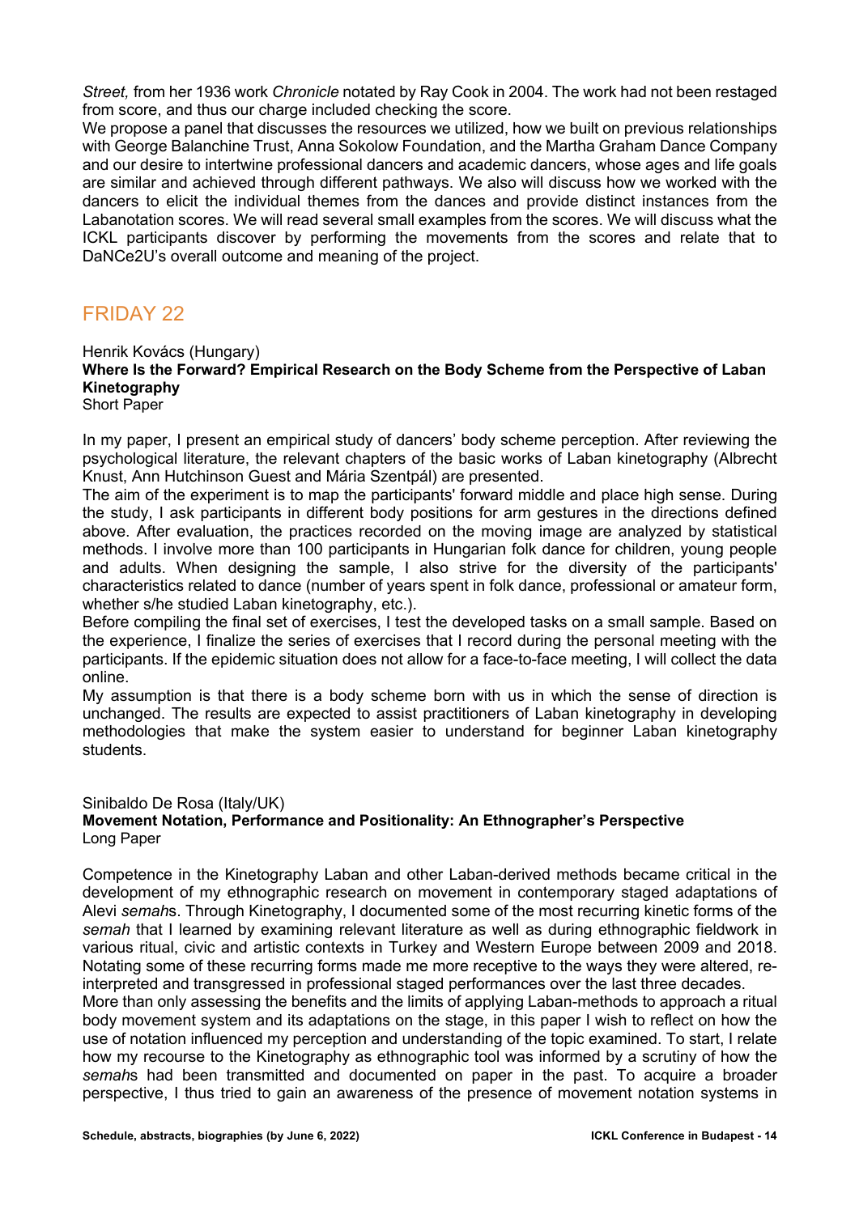*Street,* from her 1936 work *Chronicle* notated by Ray Cook in 2004. The work had not been restaged from score, and thus our charge included checking the score.
We propose a panel that discusses the resources we utilized, how we built on previous relationships with George Balanchine Trust, Anna Sokolow Foundation, and the Martha Graham Dance Company and our desire to intertwine professional dancers and academic dancers, whose ages and life goals are similar and achieved through different pathways. We also will discuss how we worked with the dancers to elicit the individual themes from the dances and provide distinct instances from the Labanotation scores. We will read several small examples from the scores. We will discuss what the ICKL participants discover by performing the movements from the scores and relate that to DaNCe2U's overall outcome and meaning of the project.

## FRIDAY 22

Henrik Kovács (Hungary)
**Where Is the Forward? Empirical Research on the Body Scheme from the Perspective of Laban Kinetography**
Short Paper

In my paper, I present an empirical study of dancers' body scheme perception. After reviewing the psychological literature, the relevant chapters of the basic works of Laban kinetography (Albrecht Knust, Ann Hutchinson Guest and Mária Szentpál) are presented.
The aim of the experiment is to map the participants' forward middle and place high sense. During the study, I ask participants in different body positions for arm gestures in the directions defined above. After evaluation, the practices recorded on the moving image are analyzed by statistical methods. I involve more than 100 participants in Hungarian folk dance for children, young people and adults. When designing the sample, I also strive for the diversity of the participants' characteristics related to dance (number of years spent in folk dance, professional or amateur form, whether s/he studied Laban kinetography, etc.).
Before compiling the final set of exercises, I test the developed tasks on a small sample. Based on the experience, I finalize the series of exercises that I record during the personal meeting with the participants. If the epidemic situation does not allow for a face-to-face meeting, I will collect the data online.
My assumption is that there is a body scheme born with us in which the sense of direction is unchanged. The results are expected to assist practitioners of Laban kinetography in developing methodologies that make the system easier to understand for beginner Laban kinetography students.

Sinibaldo De Rosa (Italy/UK)
**Movement Notation, Performance and Positionality: An Ethnographer's Perspective**
Long Paper

Competence in the Kinetography Laban and other Laban-derived methods became critical in the development of my ethnographic research on movement in contemporary staged adaptations of Alevi *semah*s. Through Kinetography, I documented some of the most recurring kinetic forms of the *semah* that I learned by examining relevant literature as well as during ethnographic fieldwork in various ritual, civic and artistic contexts in Turkey and Western Europe between 2009 and 2018. Notating some of these recurring forms made me more receptive to the ways they were altered, re-interpreted and transgressed in professional staged performances over the last three decades.
More than only assessing the benefits and the limits of applying Laban-methods to approach a ritual body movement system and its adaptations on the stage, in this paper I wish to reflect on how the use of notation influenced my perception and understanding of the topic examined. To start, I relate how my recourse to the Kinetography as ethnographic tool was informed by a scrutiny of how the *semah*s had been transmitted and documented on paper in the past. To acquire a broader perspective, I thus tried to gain an awareness of the presence of movement notation systems in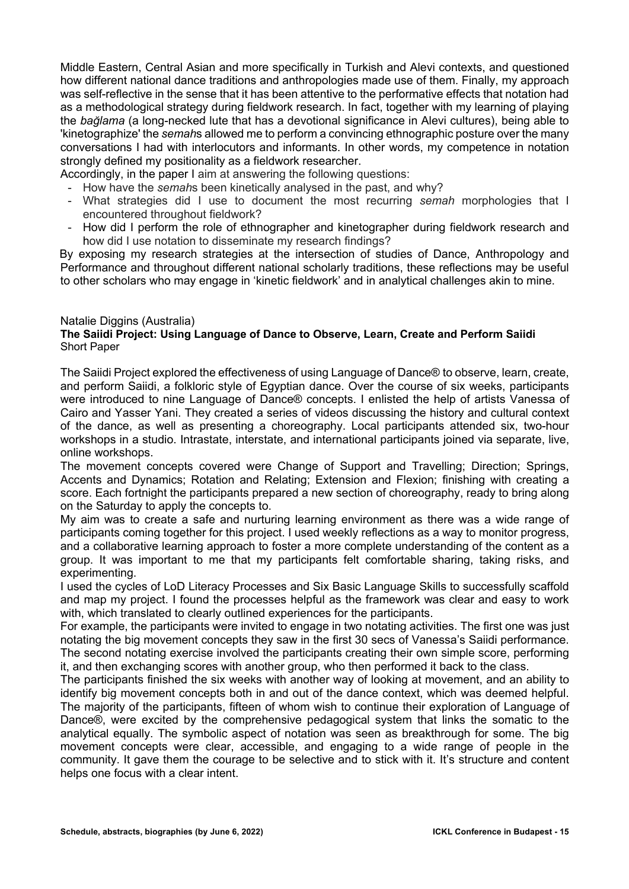Middle Eastern, Central Asian and more specifically in Turkish and Alevi contexts, and questioned how different national dance traditions and anthropologies made use of them. Finally, my approach was self-reflective in the sense that it has been attentive to the performative effects that notation had as a methodological strategy during fieldwork research. In fact, together with my learning of playing the *bağlama* (a long-necked lute that has a devotional significance in Alevi cultures), being able to 'kinetographize' the *semah*s allowed me to perform a convincing ethnographic posture over the many conversations I had with interlocutors and informants. In other words, my competence in notation strongly defined my positionality as a fieldwork researcher.

Accordingly, in the paper I aim at answering the following questions:

- How have the *semah*s been kinetically analysed in the past, and why?
- What strategies did I use to document the most recurring *semah* morphologies that I encountered throughout fieldwork?
- How did I perform the role of ethnographer and kinetographer during fieldwork research and how did I use notation to disseminate my research findings?

By exposing my research strategies at the intersection of studies of Dance, Anthropology and Performance and throughout different national scholarly traditions, these reflections may be useful to other scholars who may engage in 'kinetic fieldwork' and in analytical challenges akin to mine.

Natalie Diggins (Australia)

**The Saiidi Project: Using Language of Dance to Observe, Learn, Create and Perform Saiidi**

Short Paper

The Saiidi Project explored the effectiveness of using Language of Dance® to observe, learn, create, and perform Saiidi, a folkloric style of Egyptian dance. Over the course of six weeks, participants were introduced to nine Language of Dance® concepts. I enlisted the help of artists Vanessa of Cairo and Yasser Yani. They created a series of videos discussing the history and cultural context of the dance, as well as presenting a choreography. Local participants attended six, two-hour workshops in a studio. Intrastate, interstate, and international participants joined via separate, live, online workshops.

The movement concepts covered were Change of Support and Travelling; Direction; Springs, Accents and Dynamics; Rotation and Relating; Extension and Flexion; finishing with creating a score. Each fortnight the participants prepared a new section of choreography, ready to bring along on the Saturday to apply the concepts to.

My aim was to create a safe and nurturing learning environment as there was a wide range of participants coming together for this project. I used weekly reflections as a way to monitor progress, and a collaborative learning approach to foster a more complete understanding of the content as a group. It was important to me that my participants felt comfortable sharing, taking risks, and experimenting.

I used the cycles of LoD Literacy Processes and Six Basic Language Skills to successfully scaffold and map my project. I found the processes helpful as the framework was clear and easy to work with, which translated to clearly outlined experiences for the participants.

For example, the participants were invited to engage in two notating activities. The first one was just notating the big movement concepts they saw in the first 30 secs of Vanessa's Saiidi performance. The second notating exercise involved the participants creating their own simple score, performing it, and then exchanging scores with another group, who then performed it back to the class.

The participants finished the six weeks with another way of looking at movement, and an ability to identify big movement concepts both in and out of the dance context, which was deemed helpful. The majority of the participants, fifteen of whom wish to continue their exploration of Language of Dance®, were excited by the comprehensive pedagogical system that links the somatic to the analytical equally. The symbolic aspect of notation was seen as breakthrough for some. The big movement concepts were clear, accessible, and engaging to a wide range of people in the community. It gave them the courage to be selective and to stick with it. It's structure and content helps one focus with a clear intent.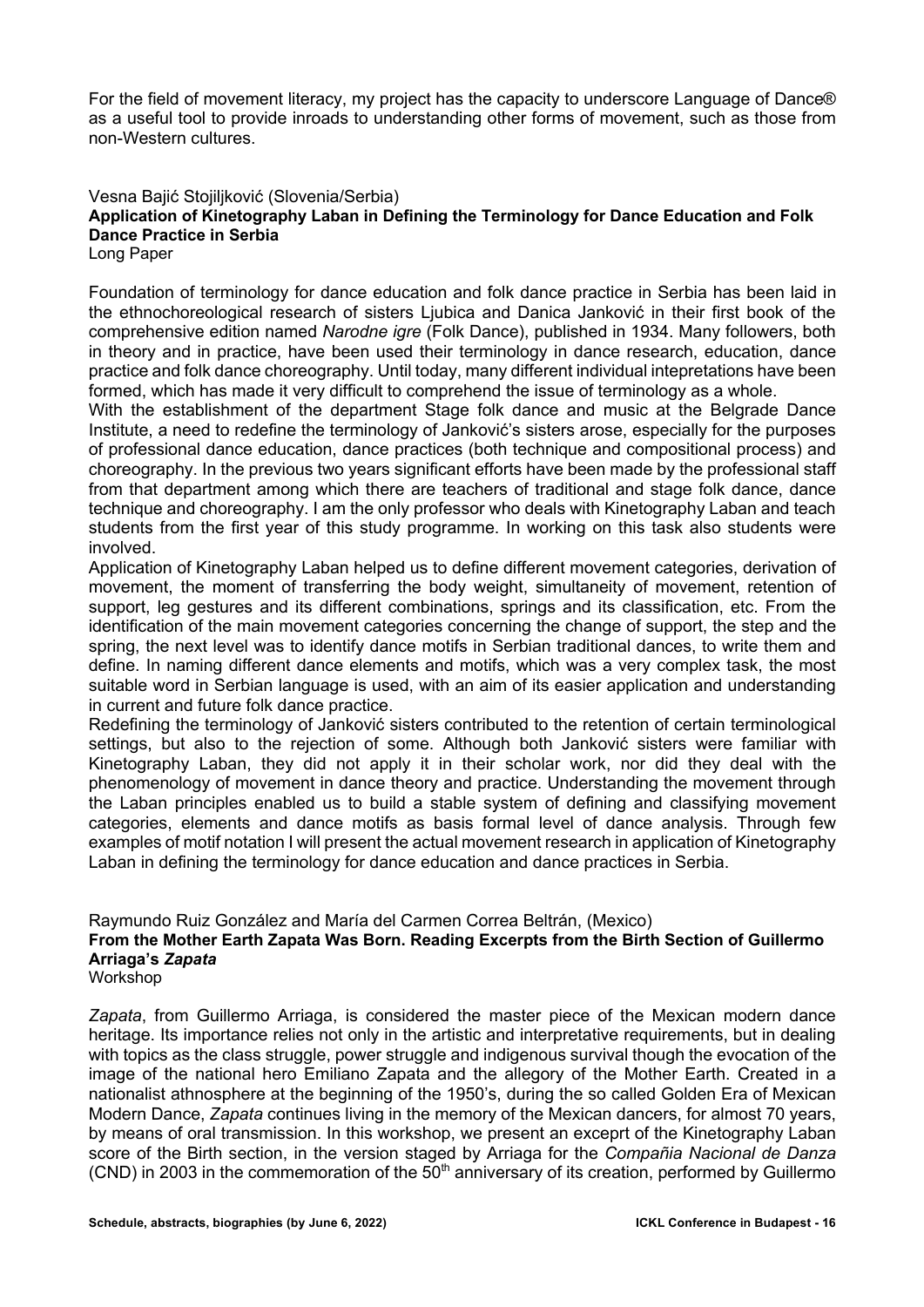For the field of movement literacy, my project has the capacity to underscore Language of Dance® as a useful tool to provide inroads to understanding other forms of movement, such as those from non-Western cultures.

Vesna Bajić Stojiljković (Slovenia/Serbia)
**Application of Kinetography Laban in Defining the Terminology for Dance Education and Folk Dance Practice in Serbia**
Long Paper

Foundation of terminology for dance education and folk dance practice in Serbia has been laid in the ethnochoreological research of sisters Ljubica and Danica Janković in their first book of the comprehensive edition named *Narodne igre* (Folk Dance), published in 1934. Many followers, both in theory and in practice, have been used their terminology in dance research, education, dance practice and folk dance choreography. Until today, many different individual intepretations have been formed, which has made it very difficult to comprehend the issue of terminology as a whole.
With the establishment of the department Stage folk dance and music at the Belgrade Dance Institute, a need to redefine the terminology of Janković's sisters arose, especially for the purposes of professional dance education, dance practices (both technique and compositional process) and choreography. In the previous two years significant efforts have been made by the professional staff from that department among which there are teachers of traditional and stage folk dance, dance technique and choreography. I am the only professor who deals with Kinetography Laban and teach students from the first year of this study programme. In working on this task also students were involved.
Application of Kinetography Laban helped us to define different movement categories, derivation of movement, the moment of transferring the body weight, simultaneity of movement, retention of support, leg gestures and its different combinations, springs and its classification, etc. From the identification of the main movement categories concerning the change of support, the step and the spring, the next level was to identify dance motifs in Serbian traditional dances, to write them and define. In naming different dance elements and motifs, which was a very complex task, the most suitable word in Serbian language is used, with an aim of its easier application and understanding in current and future folk dance practice.
Redefining the terminology of Janković sisters contributed to the retention of certain terminological settings, but also to the rejection of some. Although both Janković sisters were familiar with Kinetography Laban, they did not apply it in their scholar work, nor did they deal with the phenomenology of movement in dance theory and practice. Understanding the movement through the Laban principles enabled us to build a stable system of defining and classifying movement categories, elements and dance motifs as basis formal level of dance analysis. Through few examples of motif notation I will present the actual movement research in application of Kinetography Laban in defining the terminology for dance education and dance practices in Serbia.

Raymundo Ruiz González and María del Carmen Correa Beltrán, (Mexico)
**From the Mother Earth Zapata Was Born. Reading Excerpts from the Birth Section of Guillermo Arriaga's *Zapata***
Workshop

*Zapata*, from Guillermo Arriaga, is considered the master piece of the Mexican modern dance heritage. Its importance relies not only in the artistic and interpretative requirements, but in dealing with topics as the class struggle, power struggle and indigenous survival though the evocation of the image of the national hero Emiliano Zapata and the allegory of the Mother Earth. Created in a nationalist athnosphere at the beginning of the 1950's, during the so called Golden Era of Mexican Modern Dance, *Zapata* continues living in the memory of the Mexican dancers, for almost 70 years, by means of oral transmission. In this workshop, we present an exceprt of the Kinetography Laban score of the Birth section, in the version staged by Arriaga for the *Compañia Nacional de Danza* (CND) in 2003 in the commemoration of the 50th anniversary of its creation, performed by Guillermo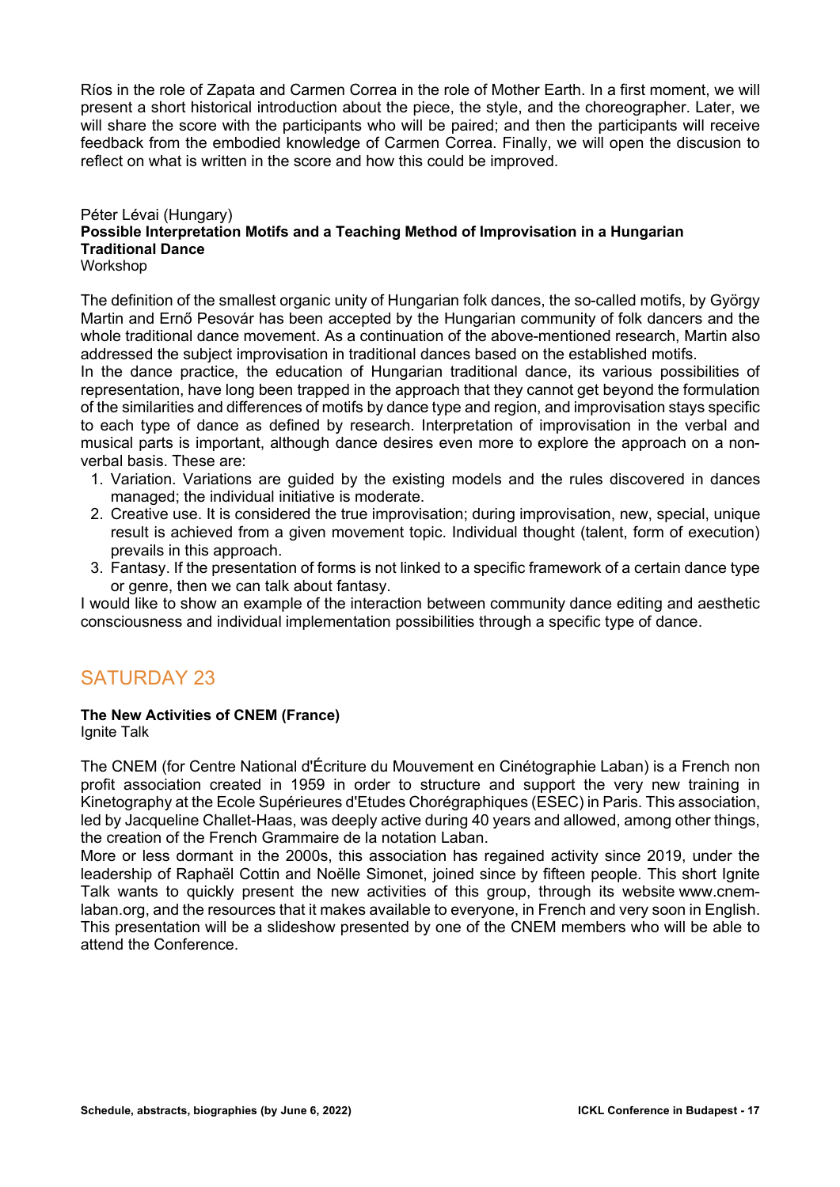Ríos in the role of Zapata and Carmen Correa in the role of Mother Earth. In a first moment, we will present a short historical introduction about the piece, the style, and the choreographer. Later, we will share the score with the participants who will be paired; and then the participants will receive feedback from the embodied knowledge of Carmen Correa. Finally, we will open the discusion to reflect on what is written in the score and how this could be improved.

Péter Lévai (Hungary)
**Possible Interpretation Motifs and a Teaching Method of Improvisation in a Hungarian Traditional Dance**
Workshop

The definition of the smallest organic unity of Hungarian folk dances, the so-called motifs, by György Martin and Ernő Pesovár has been accepted by the Hungarian community of folk dancers and the whole traditional dance movement. As a continuation of the above-mentioned research, Martin also addressed the subject improvisation in traditional dances based on the established motifs.
In the dance practice, the education of Hungarian traditional dance, its various possibilities of representation, have long been trapped in the approach that they cannot get beyond the formulation of the similarities and differences of motifs by dance type and region, and improvisation stays specific to each type of dance as defined by research. Interpretation of improvisation in the verbal and musical parts is important, although dance desires even more to explore the approach on a non-verbal basis. These are:

1. Variation. Variations are guided by the existing models and the rules discovered in dances managed; the individual initiative is moderate.
2. Creative use. It is considered the true improvisation; during improvisation, new, special, unique result is achieved from a given movement topic. Individual thought (talent, form of execution) prevails in this approach.
3. Fantasy. If the presentation of forms is not linked to a specific framework of a certain dance type or genre, then we can talk about fantasy.

I would like to show an example of the interaction between community dance editing and aesthetic consciousness and individual implementation possibilities through a specific type of dance.

## SATURDAY 23

**The New Activities of CNEM (France)**
Ignite Talk

The CNEM (for Centre National d'Écriture du Mouvement en Cinétographie Laban) is a French non profit association created in 1959 in order to structure and support the very new training in Kinetography at the Ecole Supérieures d'Etudes Chorégraphiques (ESEC) in Paris. This association, led by Jacqueline Challet-Haas, was deeply active during 40 years and allowed, among other things, the creation of the French Grammaire de la notation Laban.
More or less dormant in the 2000s, this association has regained activity since 2019, under the leadership of Raphaël Cottin and Noëlle Simonet, joined since by fifteen people. This short Ignite Talk wants to quickly present the new activities of this group, through its website www.cnem-laban.org, and the resources that it makes available to everyone, in French and very soon in English. This presentation will be a slideshow presented by one of the CNEM members who will be able to attend the Conference.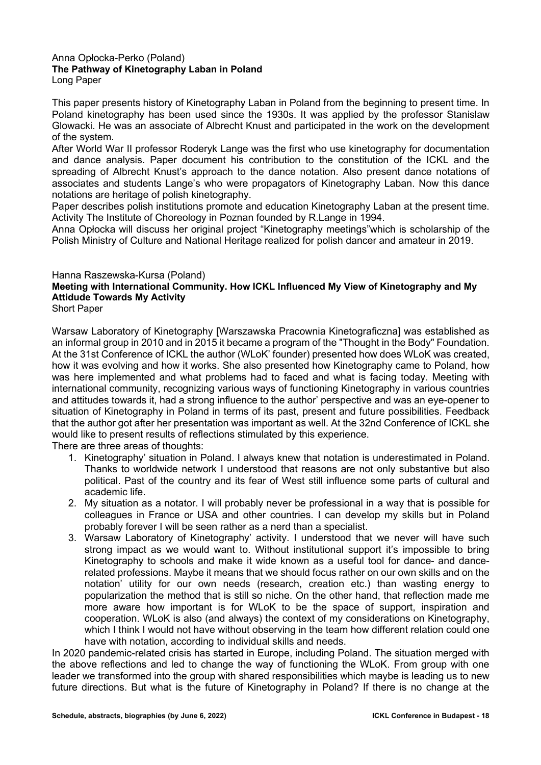Anna Opłocka-Perko (Poland)
**The Pathway of Kinetography Laban in Poland**
Long Paper

This paper presents history of Kinetography Laban in Poland from the beginning to present time. In Poland kinetography has been used since the 1930s. It was applied by the professor Stanislaw Glowacki. He was an associate of Albrecht Knust and participated in the work on the development of the system.
After World War II professor Roderyk Lange was the first who use kinetography for documentation and dance analysis. Paper document his contribution to the constitution of the ICKL and the spreading of Albrecht Knust's approach to the dance notation. Also present dance notations of associates and students Lange's who were propagators of Kinetography Laban. Now this dance notations are heritage of polish kinetography.
Paper describes polish institutions promote and education Kinetography Laban at the present time. Activity The Institute of Choreology in Poznan founded by R.Lange in 1994.
Anna Opłocka will discuss her original project "Kinetography meetings"which is scholarship of the Polish Ministry of Culture and National Heritage realized for polish dancer and amateur in 2019.

Hanna Raszewska-Kursa (Poland)
**Meeting with International Community. How ICKL Influenced My View of Kinetography and My Attidude Towards My Activity**
Short Paper

Warsaw Laboratory of Kinetography [Warszawska Pracownia Kinetograficzna] was established as an informal group in 2010 and in 2015 it became a program of the "Thought in the Body" Foundation. At the 31st Conference of ICKL the author (WLoK' founder) presented how does WLoK was created, how it was evolving and how it works. She also presented how Kinetography came to Poland, how was here implemented and what problems had to faced and what is facing today. Meeting with international community, recognizing various ways of functioning Kinetography in various countries and attitudes towards it, had a strong influence to the author' perspective and was an eye-opener to situation of Kinetography in Poland in terms of its past, present and future possibilities. Feedback that the author got after her presentation was important as well. At the 32nd Conference of ICKL she would like to present results of reflections stimulated by this experience.
There are three areas of thoughts:

1. Kinetography' situation in Poland. I always knew that notation is underestimated in Poland. Thanks to worldwide network I understood that reasons are not only substantive but also political. Past of the country and its fear of West still influence some parts of cultural and academic life.
2. My situation as a notator. I will probably never be professional in a way that is possible for colleagues in France or USA and other countries. I can develop my skills but in Poland probably forever I will be seen rather as a nerd than a specialist.
3. Warsaw Laboratory of Kinetography' activity. I understood that we never will have such strong impact as we would want to. Without institutional support it's impossible to bring Kinetography to schools and make it wide known as a useful tool for dance- and dance-related professions. Maybe it means that we should focus rather on our own skills and on the notation' utility for our own needs (research, creation etc.) than wasting energy to popularization the method that is still so niche. On the other hand, that reflection made me more aware how important is for WLoK to be the space of support, inspiration and cooperation. WLoK is also (and always) the context of my considerations on Kinetography, which I think I would not have without observing in the team how different relation could one have with notation, according to individual skills and needs.

In 2020 pandemic-related crisis has started in Europe, including Poland. The situation merged with the above reflections and led to change the way of functioning the WLoK. From group with one leader we transformed into the group with shared responsibilities which maybe is leading us to new future directions. But what is the future of Kinetography in Poland? If there is no change at the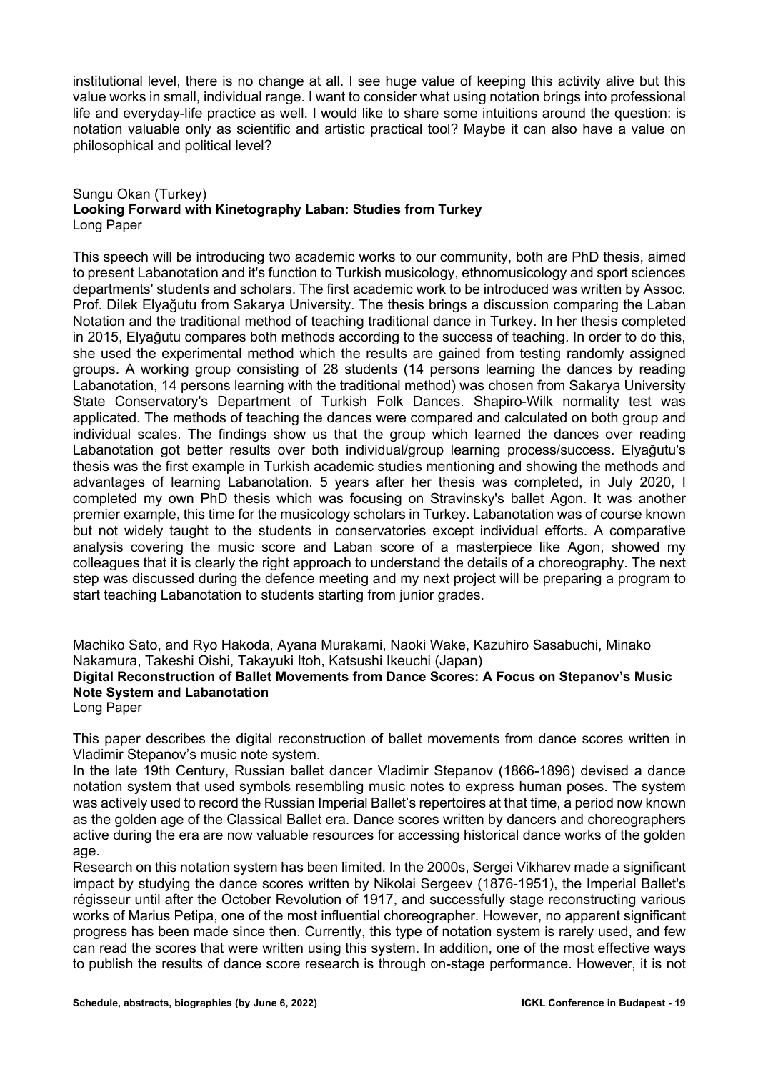institutional level, there is no change at all. I see huge value of keeping this activity alive but this value works in small, individual range. I want to consider what using notation brings into professional life and everyday-life practice as well. I would like to share some intuitions around the question: is notation valuable only as scientific and artistic practical tool? Maybe it can also have a value on philosophical and political level?

Sungu Okan (Turkey)
**Looking Forward with Kinetography Laban: Studies from Turkey**
Long Paper

This speech will be introducing two academic works to our community, both are PhD thesis, aimed to present Labanotation and it's function to Turkish musicology, ethnomusicology and sport sciences departments' students and scholars. The first academic work to be introduced was written by Assoc. Prof. Dilek Elyağutu from Sakarya University. The thesis brings a discussion comparing the Laban Notation and the traditional method of teaching traditional dance in Turkey. In her thesis completed in 2015, Elyağutu compares both methods according to the success of teaching. In order to do this, she used the experimental method which the results are gained from testing randomly assigned groups. A working group consisting of 28 students (14 persons learning the dances by reading Labanotation, 14 persons learning with the traditional method) was chosen from Sakarya University State Conservatory's Department of Turkish Folk Dances. Shapiro-Wilk normality test was applicated. The methods of teaching the dances were compared and calculated on both group and individual scales. The findings show us that the group which learned the dances over reading Labanotation got better results over both individual/group learning process/success. Elyağutu's thesis was the first example in Turkish academic studies mentioning and showing the methods and advantages of learning Labanotation. 5 years after her thesis was completed, in July 2020, I completed my own PhD thesis which was focusing on Stravinsky's ballet Agon. It was another premier example, this time for the musicology scholars in Turkey. Labanotation was of course known but not widely taught to the students in conservatories except individual efforts. A comparative analysis covering the music score and Laban score of a masterpiece like Agon, showed my colleagues that it is clearly the right approach to understand the details of a choreography. The next step was discussed during the defence meeting and my next project will be preparing a program to start teaching Labanotation to students starting from junior grades.

Machiko Sato, and Ryo Hakoda, Ayana Murakami, Naoki Wake, Kazuhiro Sasabuchi, Minako Nakamura, Takeshi Oishi, Takayuki Itoh, Katsushi Ikeuchi (Japan)
**Digital Reconstruction of Ballet Movements from Dance Scores: A Focus on Stepanov's Music Note System and Labanotation**
Long Paper

This paper describes the digital reconstruction of ballet movements from dance scores written in Vladimir Stepanov's music note system.

In the late 19th Century, Russian ballet dancer Vladimir Stepanov (1866-1896) devised a dance notation system that used symbols resembling music notes to express human poses. The system was actively used to record the Russian Imperial Ballet's repertoires at that time, a period now known as the golden age of the Classical Ballet era. Dance scores written by dancers and choreographers active during the era are now valuable resources for accessing historical dance works of the golden age.

Research on this notation system has been limited. In the 2000s, Sergei Vikharev made a significant impact by studying the dance scores written by Nikolai Sergeev (1876-1951), the Imperial Ballet's régisseur until after the October Revolution of 1917, and successfully stage reconstructing various works of Marius Petipa, one of the most influential choreographer. However, no apparent significant progress has been made since then. Currently, this type of notation system is rarely used, and few can read the scores that were written using this system. In addition, one of the most effective ways to publish the results of dance score research is through on-stage performance. However, it is not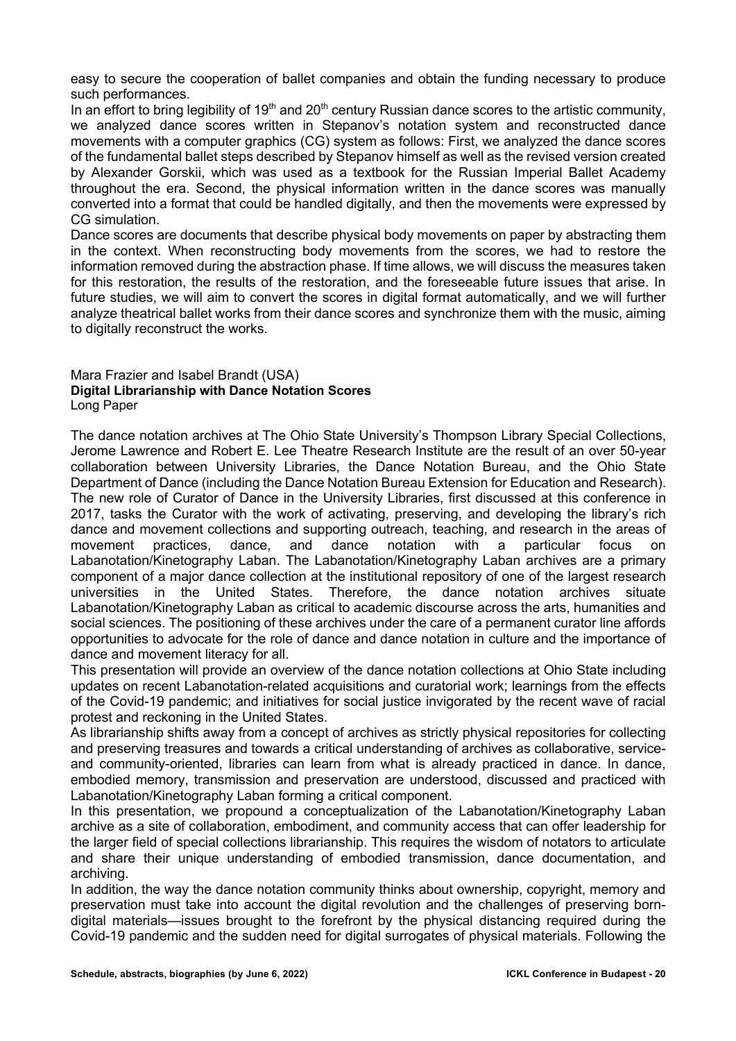easy to secure the cooperation of ballet companies and obtain the funding necessary to produce such performances.

In an effort to bring legibility of 19th and 20th century Russian dance scores to the artistic community, we analyzed dance scores written in Stepanov's notation system and reconstructed dance movements with a computer graphics (CG) system as follows: First, we analyzed the dance scores of the fundamental ballet steps described by Stepanov himself as well as the revised version created by Alexander Gorskii, which was used as a textbook for the Russian Imperial Ballet Academy throughout the era. Second, the physical information written in the dance scores was manually converted into a format that could be handled digitally, and then the movements were expressed by CG simulation.

Dance scores are documents that describe physical body movements on paper by abstracting them in the context. When reconstructing body movements from the scores, we had to restore the information removed during the abstraction phase. If time allows, we will discuss the measures taken for this restoration, the results of the restoration, and the foreseeable future issues that arise. In future studies, we will aim to convert the scores in digital format automatically, and we will further analyze theatrical ballet works from their dance scores and synchronize them with the music, aiming to digitally reconstruct the works.

Mara Frazier and Isabel Brandt (USA)
**Digital Librarianship with Dance Notation Scores**
Long Paper

The dance notation archives at The Ohio State University's Thompson Library Special Collections, Jerome Lawrence and Robert E. Lee Theatre Research Institute are the result of an over 50-year collaboration between University Libraries, the Dance Notation Bureau, and the Ohio State Department of Dance (including the Dance Notation Bureau Extension for Education and Research). The new role of Curator of Dance in the University Libraries, first discussed at this conference in 2017, tasks the Curator with the work of activating, preserving, and developing the library's rich dance and movement collections and supporting outreach, teaching, and research in the areas of movement practices, dance, and dance notation with a particular focus on Labanotation/Kinetography Laban. The Labanotation/Kinetography Laban archives are a primary component of a major dance collection at the institutional repository of one of the largest research universities in the United States. Therefore, the dance notation archives situate Labanotation/Kinetography Laban as critical to academic discourse across the arts, humanities and social sciences. The positioning of these archives under the care of a permanent curator line affords opportunities to advocate for the role of dance and dance notation in culture and the importance of dance and movement literacy for all.

This presentation will provide an overview of the dance notation collections at Ohio State including updates on recent Labanotation-related acquisitions and curatorial work; learnings from the effects of the Covid-19 pandemic; and initiatives for social justice invigorated by the recent wave of racial protest and reckoning in the United States.

As librarianship shifts away from a concept of archives as strictly physical repositories for collecting and preserving treasures and towards a critical understanding of archives as collaborative, service- and community-oriented, libraries can learn from what is already practiced in dance. In dance, embodied memory, transmission and preservation are understood, discussed and practiced with Labanotation/Kinetography Laban forming a critical component.

In this presentation, we propound a conceptualization of the Labanotation/Kinetography Laban archive as a site of collaboration, embodiment, and community access that can offer leadership for the larger field of special collections librarianship. This requires the wisdom of notators to articulate and share their unique understanding of embodied transmission, dance documentation, and archiving.

In addition, the way the dance notation community thinks about ownership, copyright, memory and preservation must take into account the digital revolution and the challenges of preserving born-digital materials—issues brought to the forefront by the physical distancing required during the Covid-19 pandemic and the sudden need for digital surrogates of physical materials. Following the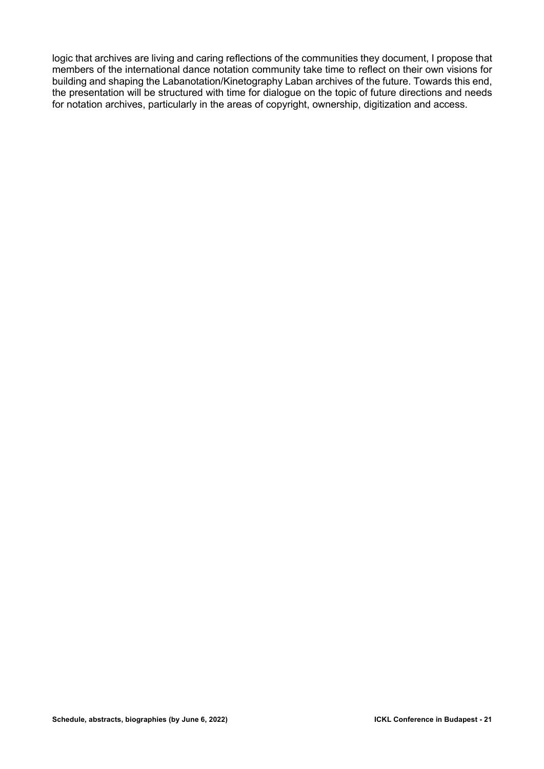logic that archives are living and caring reflections of the communities they document, I propose that members of the international dance notation community take time to reflect on their own visions for building and shaping the Labanotation/Kinetography Laban archives of the future. Towards this end, the presentation will be structured with time for dialogue on the topic of future directions and needs for notation archives, particularly in the areas of copyright, ownership, digitization and access.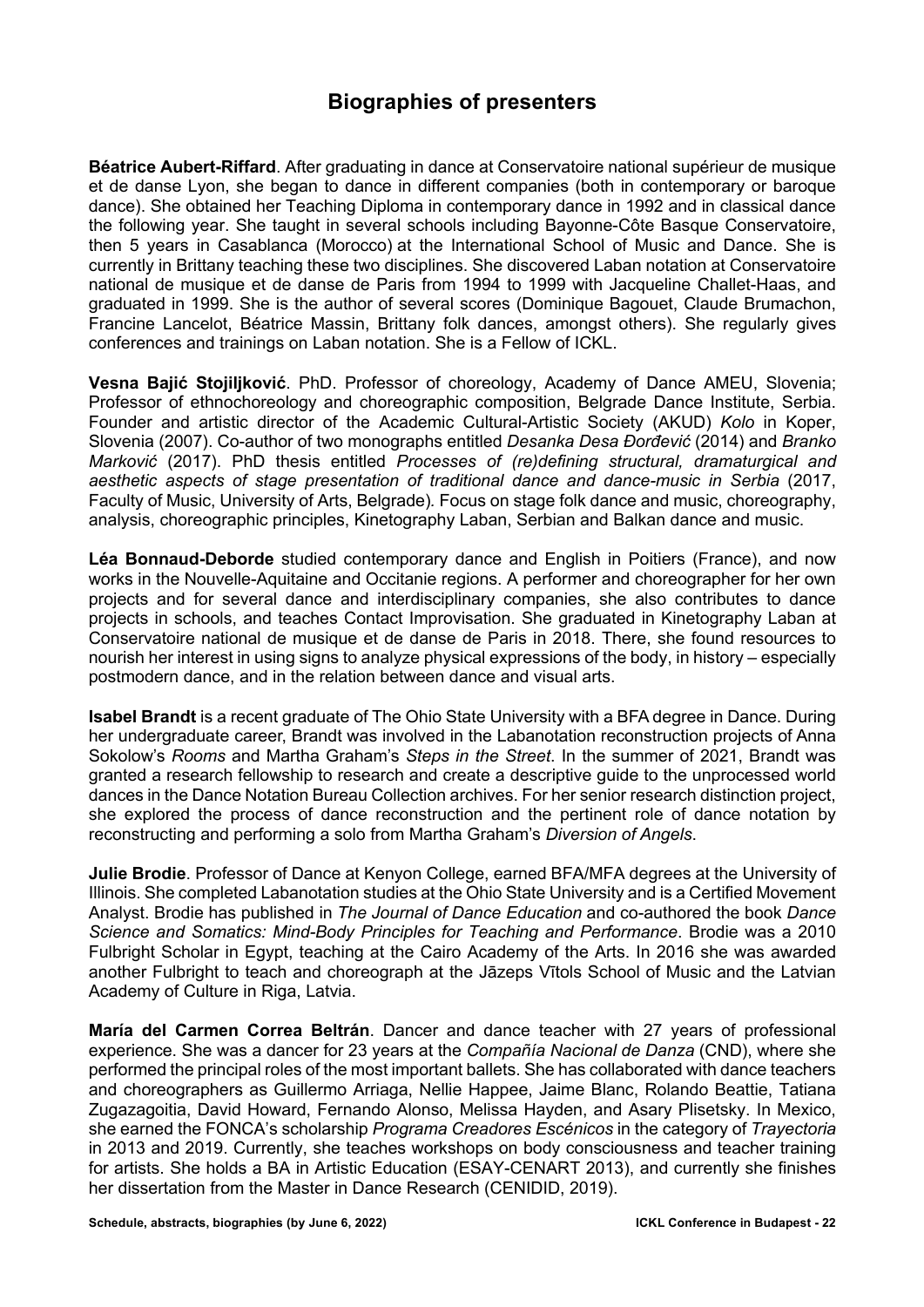# Biographies of presenters

**Béatrice Aubert-Riffard**. After graduating in dance at Conservatoire national supérieur de musique et de danse Lyon, she began to dance in different companies (both in contemporary or baroque dance). She obtained her Teaching Diploma in contemporary dance in 1992 and in classical dance the following year. She taught in several schools including Bayonne-Côte Basque Conservatoire, then 5 years in Casablanca (Morocco) at the International School of Music and Dance. She is currently in Brittany teaching these two disciplines. She discovered Laban notation at Conservatoire national de musique et de danse de Paris from 1994 to 1999 with Jacqueline Challet-Haas, and graduated in 1999. She is the author of several scores (Dominique Bagouet, Claude Brumachon, Francine Lancelot, Béatrice Massin, Brittany folk dances, amongst others). She regularly gives conferences and trainings on Laban notation. She is a Fellow of ICKL.

**Vesna Bajić Stojiljković**. PhD. Professor of choreology, Academy of Dance AMEU, Slovenia; Professor of ethnochoreology and choreographic composition, Belgrade Dance Institute, Serbia. Founder and artistic director of the Academic Cultural-Artistic Society (AKUD) *Kolo* in Koper, Slovenia (2007). Co-author of two monographs entitled *Desanka Desa Đorđević* (2014) and *Branko Marković* (2017). PhD thesis entitled *Processes of (re)defining structural, dramaturgical and aesthetic aspects of stage presentation of traditional dance and dance-music in Serbia* (2017, Faculty of Music, University of Arts, Belgrade). Focus on stage folk dance and music, choreography, analysis, choreographic principles, Kinetography Laban, Serbian and Balkan dance and music.

**Léa Bonnaud-Deborde** studied contemporary dance and English in Poitiers (France), and now works in the Nouvelle-Aquitaine and Occitanie regions. A performer and choreographer for her own projects and for several dance and interdisciplinary companies, she also contributes to dance projects in schools, and teaches Contact Improvisation. She graduated in Kinetography Laban at Conservatoire national de musique et de danse de Paris in 2018. There, she found resources to nourish her interest in using signs to analyze physical expressions of the body, in history – especially postmodern dance, and in the relation between dance and visual arts.

**Isabel Brandt** is a recent graduate of The Ohio State University with a BFA degree in Dance. During her undergraduate career, Brandt was involved in the Labanotation reconstruction projects of Anna Sokolow's *Rooms* and Martha Graham's *Steps in the Street*. In the summer of 2021, Brandt was granted a research fellowship to research and create a descriptive guide to the unprocessed world dances in the Dance Notation Bureau Collection archives. For her senior research distinction project, she explored the process of dance reconstruction and the pertinent role of dance notation by reconstructing and performing a solo from Martha Graham's *Diversion of Angels*.

**Julie Brodie**. Professor of Dance at Kenyon College, earned BFA/MFA degrees at the University of Illinois. She completed Labanotation studies at the Ohio State University and is a Certified Movement Analyst. Brodie has published in *The Journal of Dance Education* and co-authored the book *Dance Science and Somatics: Mind-Body Principles for Teaching and Performance*. Brodie was a 2010 Fulbright Scholar in Egypt, teaching at the Cairo Academy of the Arts. In 2016 she was awarded another Fulbright to teach and choreograph at the Jāzeps Vītols School of Music and the Latvian Academy of Culture in Riga, Latvia.

**María del Carmen Correa Beltrán**. Dancer and dance teacher with 27 years of professional experience. She was a dancer for 23 years at the *Compañía Nacional de Danza* (CND), where she performed the principal roles of the most important ballets. She has collaborated with dance teachers and choreographers as Guillermo Arriaga, Nellie Happee, Jaime Blanc, Rolando Beattie, Tatiana Zugazagoitia, David Howard, Fernando Alonso, Melissa Hayden, and Asary Plisetsky. In Mexico, she earned the FONCA's scholarship *Programa Creadores Escénicos* in the category of *Trayectoria* in 2013 and 2019. Currently, she teaches workshops on body consciousness and teacher training for artists. She holds a BA in Artistic Education (ESAY-CENART 2013), and currently she finishes her dissertation from the Master in Dance Research (CENIDID, 2019).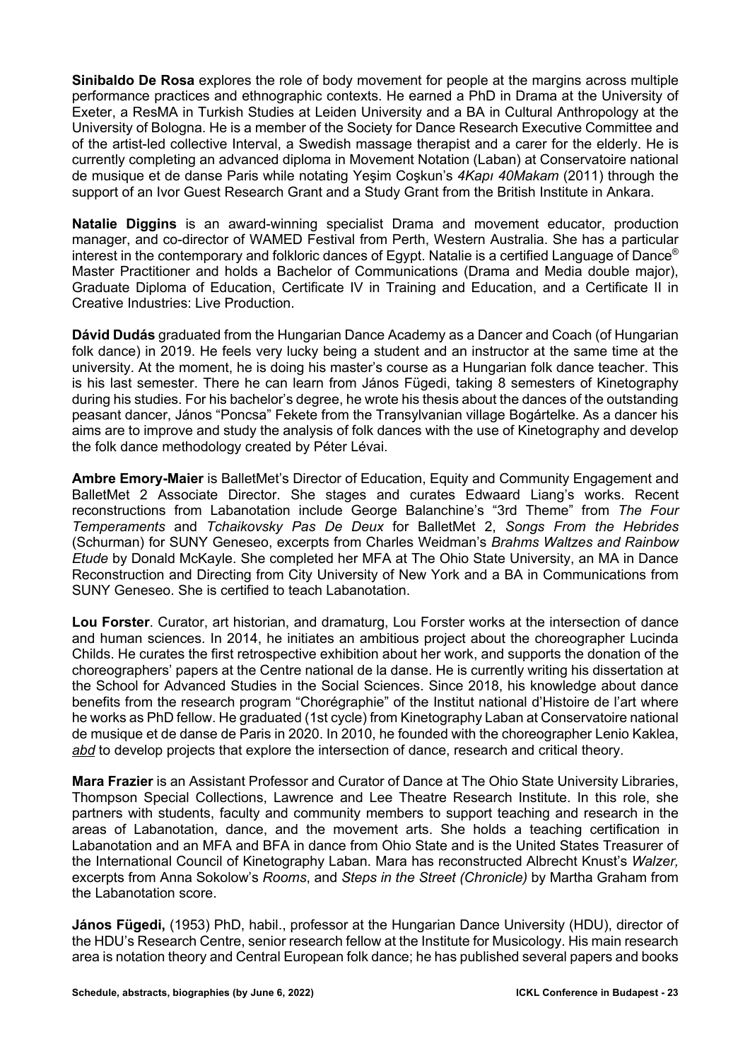**Sinibaldo De Rosa** explores the role of body movement for people at the margins across multiple performance practices and ethnographic contexts. He earned a PhD in Drama at the University of Exeter, a ResMA in Turkish Studies at Leiden University and a BA in Cultural Anthropology at the University of Bologna. He is a member of the Society for Dance Research Executive Committee and of the artist-led collective Interval, a Swedish massage therapist and a carer for the elderly. He is currently completing an advanced diploma in Movement Notation (Laban) at Conservatoire national de musique et de danse Paris while notating Yeşim Coşkun's *4Kapı 40Makam* (2011) through the support of an Ivor Guest Research Grant and a Study Grant from the British Institute in Ankara.

**Natalie Diggins** is an award-winning specialist Drama and movement educator, production manager, and co-director of WAMED Festival from Perth, Western Australia. She has a particular interest in the contemporary and folkloric dances of Egypt. Natalie is a certified Language of Dance® Master Practitioner and holds a Bachelor of Communications (Drama and Media double major), Graduate Diploma of Education, Certificate IV in Training and Education, and a Certificate II in Creative Industries: Live Production.

**Dávid Dudás** graduated from the Hungarian Dance Academy as a Dancer and Coach (of Hungarian folk dance) in 2019. He feels very lucky being a student and an instructor at the same time at the university. At the moment, he is doing his master's course as a Hungarian folk dance teacher. This is his last semester. There he can learn from János Fügedi, taking 8 semesters of Kinetography during his studies. For his bachelor's degree, he wrote his thesis about the dances of the outstanding peasant dancer, János "Poncsa" Fekete from the Transylvanian village Bogártelke. As a dancer his aims are to improve and study the analysis of folk dances with the use of Kinetography and develop the folk dance methodology created by Péter Lévai.

**Ambre Emory-Maier** is BalletMet's Director of Education, Equity and Community Engagement and BalletMet 2 Associate Director. She stages and curates Edwaard Liang's works. Recent reconstructions from Labanotation include George Balanchine's "3rd Theme" from *The Four Temperaments* and *Tchaikovsky Pas De Deux* for BalletMet 2, *Songs From the Hebrides* (Schurman) for SUNY Geneseo, excerpts from Charles Weidman's *Brahms Waltzes and Rainbow Etude* by Donald McKayle. She completed her MFA at The Ohio State University, an MA in Dance Reconstruction and Directing from City University of New York and a BA in Communications from SUNY Geneseo. She is certified to teach Labanotation.

**Lou Forster**. Curator, art historian, and dramaturg, Lou Forster works at the intersection of dance and human sciences. In 2014, he initiates an ambitious project about the choreographer Lucinda Childs. He curates the first retrospective exhibition about her work, and supports the donation of the choreographers' papers at the Centre national de la danse. He is currently writing his dissertation at the School for Advanced Studies in the Social Sciences. Since 2018, his knowledge about dance benefits from the research program "Chorégraphie" of the Institut national d'Histoire de l'art where he works as PhD fellow. He graduated (1st cycle) from Kinetography Laban at Conservatoire national de musique et de danse de Paris in 2020. In 2010, he founded with the choreographer Lenio Kaklea, *abd* to develop projects that explore the intersection of dance, research and critical theory.

**Mara Frazier** is an Assistant Professor and Curator of Dance at The Ohio State University Libraries, Thompson Special Collections, Lawrence and Lee Theatre Research Institute. In this role, she partners with students, faculty and community members to support teaching and research in the areas of Labanotation, dance, and the movement arts. She holds a teaching certification in Labanotation and an MFA and BFA in dance from Ohio State and is the United States Treasurer of the International Council of Kinetography Laban. Mara has reconstructed Albrecht Knust's *Walzer,* excerpts from Anna Sokolow's *Rooms*, and *Steps in the Street (Chronicle)* by Martha Graham from the Labanotation score.

**János Fügedi,** (1953) PhD, habil., professor at the Hungarian Dance University (HDU), director of the HDU's Research Centre, senior research fellow at the Institute for Musicology. His main research area is notation theory and Central European folk dance; he has published several papers and books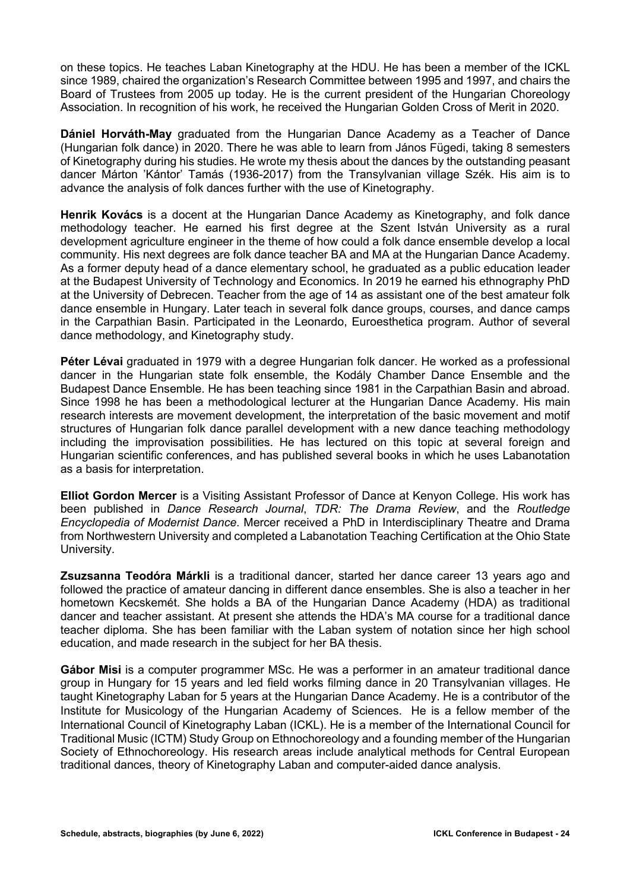on these topics. He teaches Laban Kinetography at the HDU. He has been a member of the ICKL since 1989, chaired the organization's Research Committee between 1995 and 1997, and chairs the Board of Trustees from 2005 up today. He is the current president of the Hungarian Choreology Association. In recognition of his work, he received the Hungarian Golden Cross of Merit in 2020.

**Dániel Horváth-May** graduated from the Hungarian Dance Academy as a Teacher of Dance (Hungarian folk dance) in 2020. There he was able to learn from János Fügedi, taking 8 semesters of Kinetography during his studies. He wrote my thesis about the dances by the outstanding peasant dancer Márton 'Kántor' Tamás (1936-2017) from the Transylvanian village Szék. His aim is to advance the analysis of folk dances further with the use of Kinetography.

**Henrik Kovács** is a docent at the Hungarian Dance Academy as Kinetography, and folk dance methodology teacher. He earned his first degree at the Szent István University as a rural development agriculture engineer in the theme of how could a folk dance ensemble develop a local community. His next degrees are folk dance teacher BA and MA at the Hungarian Dance Academy. As a former deputy head of a dance elementary school, he graduated as a public education leader at the Budapest University of Technology and Economics. In 2019 he earned his ethnography PhD at the University of Debrecen. Teacher from the age of 14 as assistant one of the best amateur folk dance ensemble in Hungary. Later teach in several folk dance groups, courses, and dance camps in the Carpathian Basin. Participated in the Leonardo, Euroesthetica program. Author of several dance methodology, and Kinetography study.

**Péter Lévai** graduated in 1979 with a degree Hungarian folk dancer. He worked as a professional dancer in the Hungarian state folk ensemble, the Kodály Chamber Dance Ensemble and the Budapest Dance Ensemble. He has been teaching since 1981 in the Carpathian Basin and abroad. Since 1998 he has been a methodological lecturer at the Hungarian Dance Academy. His main research interests are movement development, the interpretation of the basic movement and motif structures of Hungarian folk dance parallel development with a new dance teaching methodology including the improvisation possibilities. He has lectured on this topic at several foreign and Hungarian scientific conferences, and has published several books in which he uses Labanotation as a basis for interpretation.

**Elliot Gordon Mercer** is a Visiting Assistant Professor of Dance at Kenyon College. His work has been published in *Dance Research Journal*, *TDR: The Drama Review*, and the *Routledge Encyclopedia of Modernist Dance*. Mercer received a PhD in Interdisciplinary Theatre and Drama from Northwestern University and completed a Labanotation Teaching Certification at the Ohio State University.

**Zsuzsanna Teodóra Márkli** is a traditional dancer, started her dance career 13 years ago and followed the practice of amateur dancing in different dance ensembles. She is also a teacher in her hometown Kecskemét. She holds a BA of the Hungarian Dance Academy (HDA) as traditional dancer and teacher assistant. At present she attends the HDA's MA course for a traditional dance teacher diploma. She has been familiar with the Laban system of notation since her high school education, and made research in the subject for her BA thesis.

**Gábor Misi** is a computer programmer MSc. He was a performer in an amateur traditional dance group in Hungary for 15 years and led field works filming dance in 20 Transylvanian villages. He taught Kinetography Laban for 5 years at the Hungarian Dance Academy. He is a contributor of the Institute for Musicology of the Hungarian Academy of Sciences. He is a fellow member of the International Council of Kinetography Laban (ICKL). He is a member of the International Council for Traditional Music (ICTM) Study Group on Ethnochoreology and a founding member of the Hungarian Society of Ethnochoreology. His research areas include analytical methods for Central European traditional dances, theory of Kinetography Laban and computer-aided dance analysis.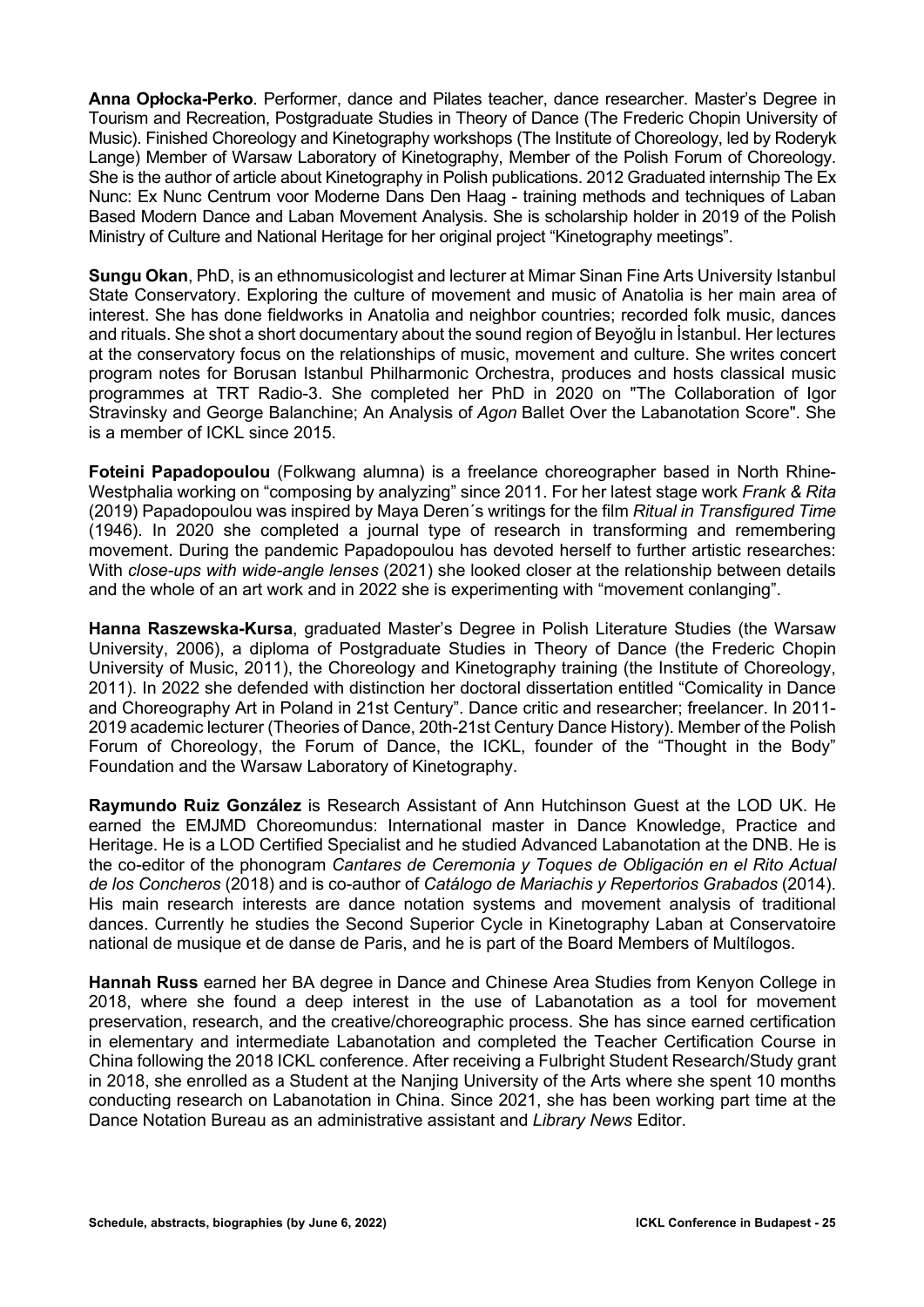**Anna Opłocka-Perko**. Performer, dance and Pilates teacher, dance researcher. Master's Degree in Tourism and Recreation, Postgraduate Studies in Theory of Dance (The Frederic Chopin University of Music). Finished Choreology and Kinetography workshops (The Institute of Choreology, led by Roderyk Lange) Member of Warsaw Laboratory of Kinetography, Member of the Polish Forum of Choreology. She is the author of article about Kinetography in Polish publications. 2012 Graduated internship The Ex Nunc: Ex Nunc Centrum voor Moderne Dans Den Haag - training methods and techniques of Laban Based Modern Dance and Laban Movement Analysis. She is scholarship holder in 2019 of the Polish Ministry of Culture and National Heritage for her original project "Kinetography meetings".

**Sungu Okan**, PhD, is an ethnomusicologist and lecturer at Mimar Sinan Fine Arts University Istanbul State Conservatory. Exploring the culture of movement and music of Anatolia is her main area of interest. She has done fieldworks in Anatolia and neighbor countries; recorded folk music, dances and rituals. She shot a short documentary about the sound region of Beyoğlu in İstanbul. Her lectures at the conservatory focus on the relationships of music, movement and culture. She writes concert program notes for Borusan Istanbul Philharmonic Orchestra, produces and hosts classical music programmes at TRT Radio-3. She completed her PhD in 2020 on "The Collaboration of Igor Stravinsky and George Balanchine; An Analysis of *Agon* Ballet Over the Labanotation Score". She is a member of ICKL since 2015.

**Foteini Papadopoulou** (Folkwang alumna) is a freelance choreographer based in North Rhine-Westphalia working on "composing by analyzing" since 2011. For her latest stage work *Frank & Rita* (2019) Papadopoulou was inspired by Maya Deren´s writings for the film *Ritual in Transfigured Time* (1946). In 2020 she completed a journal type of research in transforming and remembering movement. During the pandemic Papadopoulou has devoted herself to further artistic researches: With *close-ups with wide-angle lenses* (2021) she looked closer at the relationship between details and the whole of an art work and in 2022 she is experimenting with "movement conlanging".

**Hanna Raszewska-Kursa**, graduated Master's Degree in Polish Literature Studies (the Warsaw University, 2006), a diploma of Postgraduate Studies in Theory of Dance (the Frederic Chopin University of Music, 2011), the Choreology and Kinetography training (the Institute of Choreology, 2011). In 2022 she defended with distinction her doctoral dissertation entitled "Comicality in Dance and Choreography Art in Poland in 21st Century". Dance critic and researcher; freelancer. In 2011-2019 academic lecturer (Theories of Dance, 20th-21st Century Dance History). Member of the Polish Forum of Choreology, the Forum of Dance, the ICKL, founder of the "Thought in the Body" Foundation and the Warsaw Laboratory of Kinetography.

**Raymundo Ruiz González** is Research Assistant of Ann Hutchinson Guest at the LOD UK. He earned the EMJMD Choreomundus: International master in Dance Knowledge, Practice and Heritage. He is a LOD Certified Specialist and he studied Advanced Labanotation at the DNB. He is the co-editor of the phonogram *Cantares de Ceremonia y Toques de Obligación en el Rito Actual de los Concheros* (2018) and is co-author of *Catálogo de Mariachis y Repertorios Grabados* (2014). His main research interests are dance notation systems and movement analysis of traditional dances. Currently he studies the Second Superior Cycle in Kinetography Laban at Conservatoire national de musique et de danse de Paris, and he is part of the Board Members of Multílogos.

**Hannah Russ** earned her BA degree in Dance and Chinese Area Studies from Kenyon College in 2018, where she found a deep interest in the use of Labanotation as a tool for movement preservation, research, and the creative/choreographic process. She has since earned certification in elementary and intermediate Labanotation and completed the Teacher Certification Course in China following the 2018 ICKL conference. After receiving a Fulbright Student Research/Study grant in 2018, she enrolled as a Student at the Nanjing University of the Arts where she spent 10 months conducting research on Labanotation in China. Since 2021, she has been working part time at the Dance Notation Bureau as an administrative assistant and *Library News* Editor.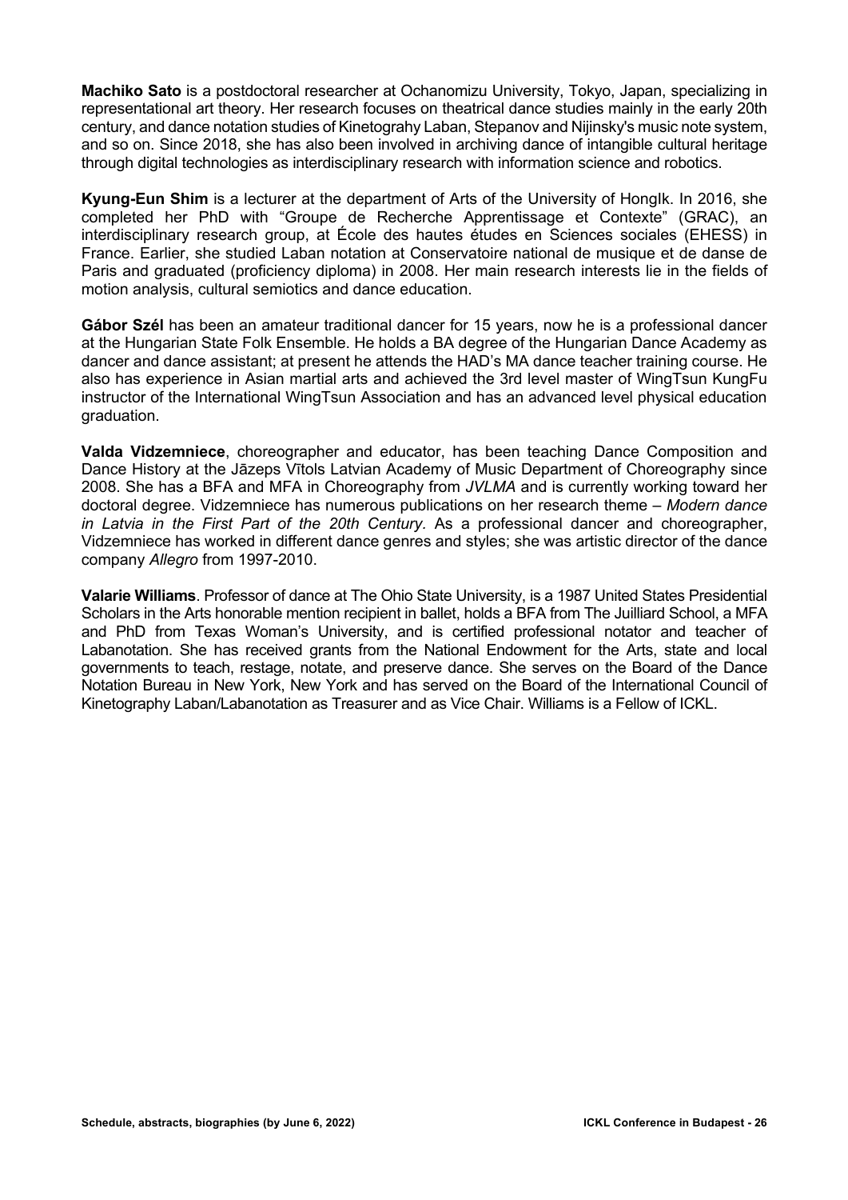**Machiko Sato** is a postdoctoral researcher at Ochanomizu University, Tokyo, Japan, specializing in representational art theory. Her research focuses on theatrical dance studies mainly in the early 20th century, and dance notation studies of Kinetograhy Laban, Stepanov and Nijinsky's music note system, and so on. Since 2018, she has also been involved in archiving dance of intangible cultural heritage through digital technologies as interdisciplinary research with information science and robotics.

**Kyung-Eun Shim** is a lecturer at the department of Arts of the University of HongIk. In 2016, she completed her PhD with "Groupe de Recherche Apprentissage et Contexte" (GRAC), an interdisciplinary research group, at École des hautes études en Sciences sociales (EHESS) in France. Earlier, she studied Laban notation at Conservatoire national de musique et de danse de Paris and graduated (proficiency diploma) in 2008. Her main research interests lie in the fields of motion analysis, cultural semiotics and dance education.

**Gábor Szél** has been an amateur traditional dancer for 15 years, now he is a professional dancer at the Hungarian State Folk Ensemble. He holds a BA degree of the Hungarian Dance Academy as dancer and dance assistant; at present he attends the HAD's MA dance teacher training course. He also has experience in Asian martial arts and achieved the 3rd level master of WingTsun KungFu instructor of the International WingTsun Association and has an advanced level physical education graduation.

**Valda Vidzemniece**, choreographer and educator, has been teaching Dance Composition and Dance History at the Jāzeps Vītols Latvian Academy of Music Department of Choreography since 2008. She has a BFA and MFA in Choreography from *JVLMA* and is currently working toward her doctoral degree. Vidzemniece has numerous publications on her research theme – *Modern dance in Latvia in the First Part of the 20th Century*. As a professional dancer and choreographer, Vidzemniece has worked in different dance genres and styles; she was artistic director of the dance company *Allegro* from 1997-2010.

**Valarie Williams**. Professor of dance at The Ohio State University, is a 1987 United States Presidential Scholars in the Arts honorable mention recipient in ballet, holds a BFA from The Juilliard School, a MFA and PhD from Texas Woman's University, and is certified professional notator and teacher of Labanotation. She has received grants from the National Endowment for the Arts, state and local governments to teach, restage, notate, and preserve dance. She serves on the Board of the Dance Notation Bureau in New York, New York and has served on the Board of the International Council of Kinetography Laban/Labanotation as Treasurer and as Vice Chair. Williams is a Fellow of ICKL.